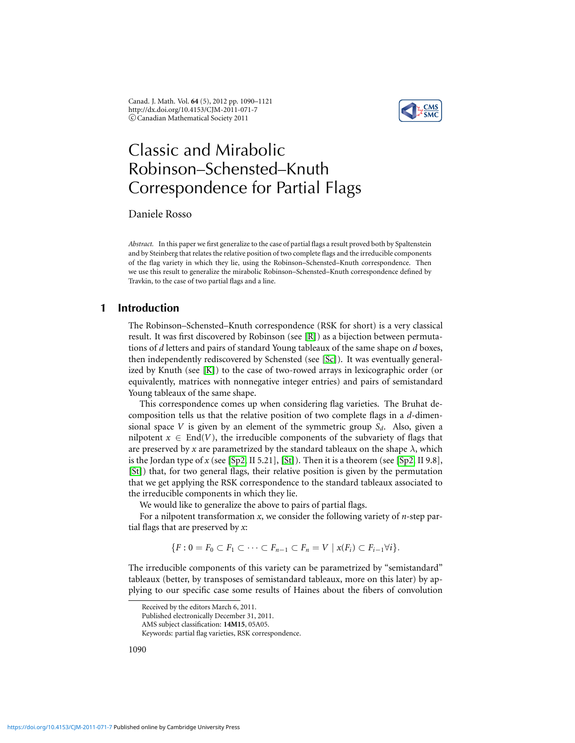# Classic and Mirabolic Robinson–Schensted–Knuth Correspondence for Partial Flags

Daniele Rosso

*Abstract.* In this paper we first generalize to the case of partial flags a result proved both by Spaltenstein and by Steinberg that relates the relative position of two complete flags and the irreducible components of the flag variety in which they lie, using the Robinson–Schensted–Knuth correspondence. Then we use this result to generalize the mirabolic Robinson–Schensted–Knuth correspondence defined by Travkin, to the case of two partial flags and a line.

## 1 Introduction

The Robinson–Schensted–Knuth correspondence (RSK for short) is a very classical result. It was first discovered by Robinson (see [R]) as a bijection between permutations of $d$ letters and pairs of standard Young tableaux of the same shape on $d$ boxes, then independently rediscovered by Schensted (see [Sc]). It was eventually generalized by Knuth (see [K]) to the case of two-rowed arrays in lexicographic order (or equivalently, matrices with nonnegative integer entries) and pairs of semistandard Young tableaux of the same shape.

This correspondence comes up when considering flag varieties. The Bruhat decomposition tells us that the relative position of two complete flags in a $d$-dimensional space $V$ is given by an element of the symmetric group $S_d$. Also, given a nilpotent $x \in \mathrm{End}(V)$, the irreducible components of the subvariety of flags that are preserved by $x$ are parametrized by the standard tableaux on the shape $\lambda$, which is the Jordan type of $x$ (see [Sp2, II 5.21], [St]). Then it is a theorem (see [Sp2, II 9.8], [St]) that, for two general flags, their relative position is given by the permutation that we get applying the RSK correspondence to the standard tableaux associated to the irreducible components in which they lie.

We would like to generalize the above to pairs of partial flags.

For a nilpotent transformation $x$, we consider the following variety of $n$-step partial flags that are preserved by $x$:

$$\{F : 0 = F_0 \subset F_1 \subset \cdots \subset F_{n-1} \subset F_n = V \mid x(F_i) \subset F_{i-1} \forall i\}.$$

The irreducible components of this variety can be parametrized by "semistandard" tableaux (better, by transposes of semistandard tableaux, more on this later) by applying to our specific case some results of Haines about the fibers of convolution

Received by the editors March 6, 2011.
Published electronically December 31, 2011.
AMS subject classification: **14M15**, 05A05.
Keywords: partial flag varieties, RSK correspondence.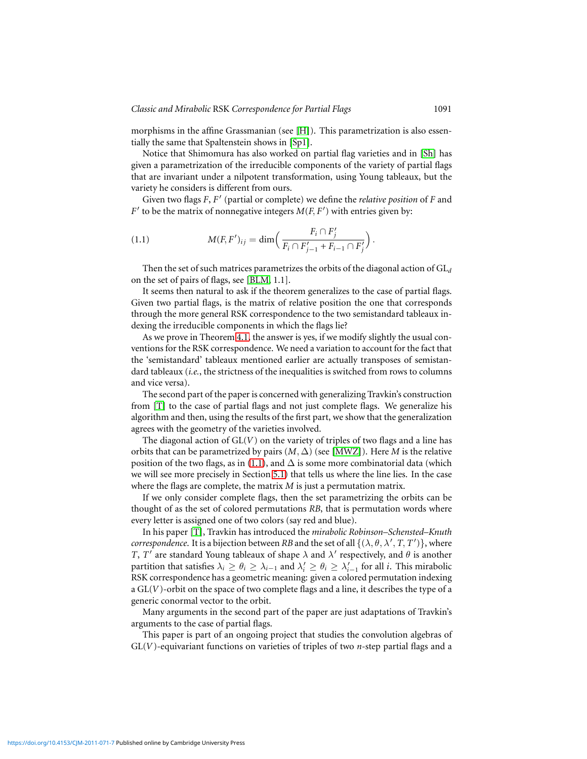morphisms in the affine Grassmanian (see [H]). This parametrization is also essentially the same that Spaltenstein shows in [Sp1].

Notice that Shimomura has also worked on partial flag varieties and in [Sh] has given a parametrization of the irreducible components of the variety of partial flags that are invariant under a nilpotent transformation, using Young tableaux, but the variety he considers is different from ours.

Given two flags $F$, $F'$ (partial or complete) we define the *relative position* of $F$ and $F'$ to be the matrix of nonnegative integers $M(F, F')$ with entries given by:

$$M(F, F')_{ij} = \dim\Big(\frac{F_i \cap F'_j}{F_i \cap F'_{j-1} + F_{i-1} \cap F'_j}\Big). \tag{1.1}$$

Then the set of such matrices parametrizes the orbits of the diagonal action of $\mathrm{GL}_d$ on the set of pairs of flags, see [BLM, 1.1].

It seems then natural to ask if the theorem generalizes to the case of partial flags. Given two partial flags, is the matrix of relative position the one that corresponds through the more general RSK correspondence to the two semistandard tableaux indexing the irreducible components in which the flags lie?

As we prove in Theorem 4.1, the answer is yes, if we modify slightly the usual conventions for the RSK correspondence. We need a variation to account for the fact that the 'semistandard' tableaux mentioned earlier are actually transposes of semistandard tableaux (*i.e.*, the strictness of the inequalities is switched from rows to columns and vice versa).

The second part of the paper is concerned with generalizing Travkin's construction from [T] to the case of partial flags and not just complete flags. We generalize his algorithm and then, using the results of the first part, we show that the generalization agrees with the geometry of the varieties involved.

The diagonal action of $\mathrm{GL}(V)$ on the variety of triples of two flags and a line has orbits that can be parametrized by pairs $(M, \Delta)$ (see [MWZ]). Here $M$ is the relative position of the two flags, as in (1.1), and $\Delta$ is some more combinatorial data (which we will see more precisely in Section 5.1) that tells us where the line lies. In the case where the flags are complete, the matrix $M$ is just a permutation matrix.

If we only consider complete flags, then the set parametrizing the orbits can be thought of as the set of colored permutations $RB$, that is permutation words where every letter is assigned one of two colors (say red and blue).

In his paper [T], Travkin has introduced the *mirabolic Robinson–Schensted–Knuth correspondence*. It is a bijection between $RB$ and the set of all $\{(\lambda, \theta, \lambda', T, T')\}$, where $T$, $T'$ are standard Young tableaux of shape $\lambda$ and $\lambda'$ respectively, and $\theta$ is another partition that satisfies $\lambda_i \geq \theta_i \geq \lambda_{i-1}$ and $\lambda'_i \geq \theta_i \geq \lambda'_{i-1}$ for all $i$. This mirabolic RSK correspondence has a geometric meaning: given a colored permutation indexing a $\mathrm{GL}(V)$-orbit on the space of two complete flags and a line, it describes the type of a generic conormal vector to the orbit.

Many arguments in the second part of the paper are just adaptations of Travkin's arguments to the case of partial flags.

This paper is part of an ongoing project that studies the convolution algebras of $\mathrm{GL}(V)$-equivariant functions on varieties of triples of two $n$-step partial flags and a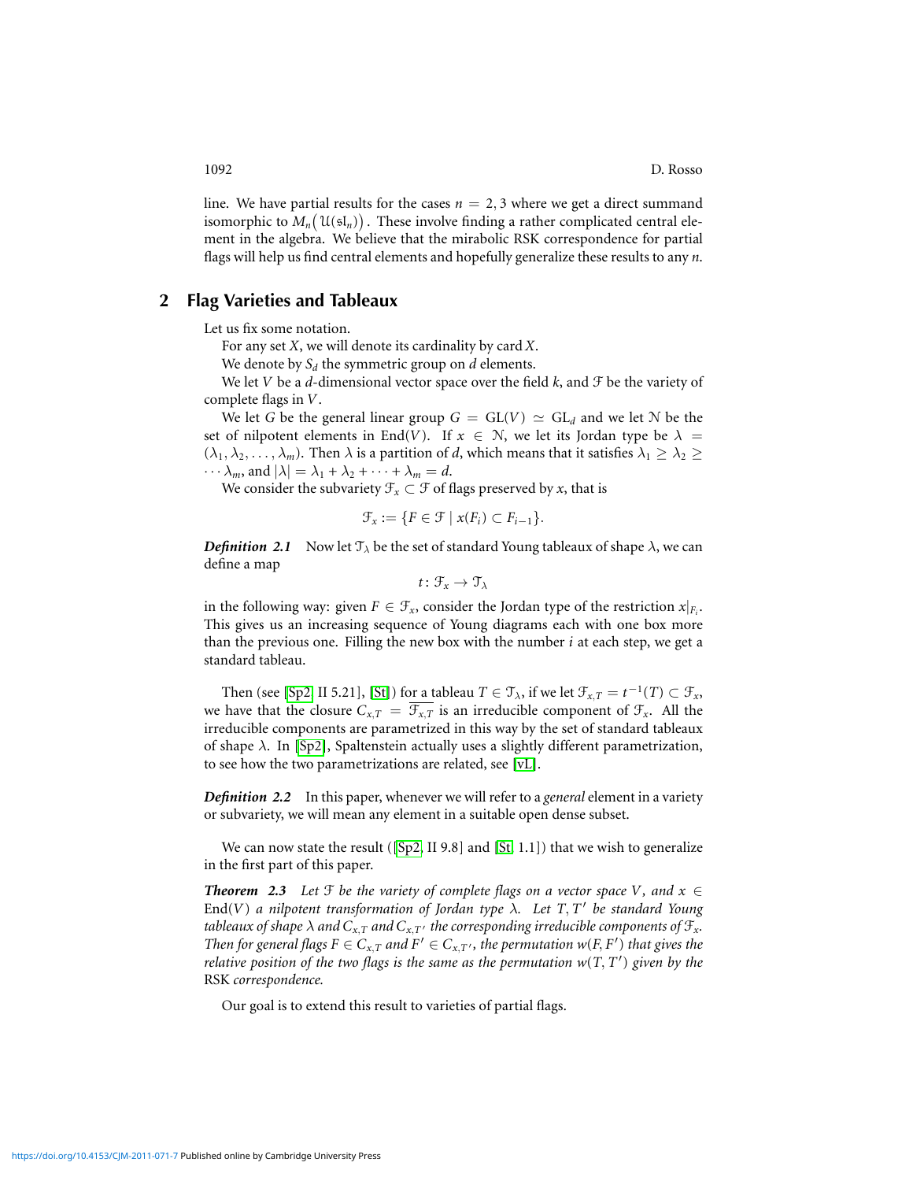line. We have partial results for the cases $n = 2, 3$ where we get a direct summand isomorphic to $M_n\big(\mathcal{U}(\mathfrak{sl}_n)\big)$. These involve finding a rather complicated central element in the algebra. We believe that the mirabolic RSK correspondence for partial flags will help us find central elements and hopefully generalize these results to any $n$.

## 2 Flag Varieties and Tableaux

Let us fix some notation.

For any set $X$, we will denote its cardinality by $\operatorname{card} X$.

We denote by $S_d$ the symmetric group on $d$ elements.

We let $V$ be a $d$-dimensional vector space over the field $k$, and $\mathcal{F}$ be the variety of complete flags in $V$.

We let $G$ be the general linear group $G = \mathrm{GL}(V) \simeq \mathrm{GL}_d$ and we let $\mathcal{N}$ be the set of nilpotent elements in $\operatorname{End}(V)$. If $x \in \mathcal{N}$, we let its Jordan type be $\lambda = (\lambda_1, \lambda_2, \dots, \lambda_m)$. Then $\lambda$ is a partition of $d$, which means that it satisfies $\lambda_1 \geq \lambda_2 \geq \cdots \lambda_m$, and $|\lambda| = \lambda_1 + \lambda_2 + \cdots + \lambda_m = d$.

We consider the subvariety $\mathcal{F}_x \subset \mathcal{F}$ of flags preserved by $x$, that is

$$\mathcal{F}_x := \{F \in \mathcal{F} \mid x(F_i) \subset F_{i-1}\}.$$

***Definition 2.1*** Now let $\mathcal{T}_\lambda$ be the set of standard Young tableaux of shape $\lambda$, we can define a map

$$t \colon \mathcal{F}_x \to \mathcal{T}_\lambda$$

in the following way: given $F \in \mathcal{F}_x$, consider the Jordan type of the restriction $x|_{F_i}$. This gives us an increasing sequence of Young diagrams each with one box more than the previous one. Filling the new box with the number $i$ at each step, we get a standard tableau.

Then (see [Sp2, II 5.21], [St]) for a tableau $T \in \mathcal{T}_\lambda$, if we let $\mathcal{F}_{x,T} = t^{-1}(T) \subset \mathcal{F}_x$, we have that the closure $C_{x,T} = \overline{\mathcal{F}_{x,T}}$ is an irreducible component of $\mathcal{F}_x$. All the irreducible components are parametrized in this way by the set of standard tableaux of shape $\lambda$. In [Sp2], Spaltenstein actually uses a slightly different parametrization, to see how the two parametrizations are related, see [vL].

***Definition 2.2*** In this paper, whenever we will refer to a *general* element in a variety or subvariety, we will mean any element in a suitable open dense subset.

We can now state the result ([Sp2, II 9.8] and [St, 1.1]) that we wish to generalize in the first part of this paper.

***Theorem 2.3*** *Let $\mathcal{F}$ be the variety of complete flags on a vector space $V$, and $x \in \operatorname{End}(V)$ a nilpotent transformation of Jordan type $\lambda$. Let $T, T'$ be standard Young tableaux of shape $\lambda$ and $C_{x,T}$ and $C_{x,T'}$ the corresponding irreducible components of $\mathcal{F}_x$. Then for general flags $F \in C_{x,T}$ and $F' \in C_{x,T'}$, the permutation $w(F, F')$ that gives the relative position of the two flags is the same as the permutation $w(T, T')$ given by the* RSK *correspondence.*

Our goal is to extend this result to varieties of partial flags.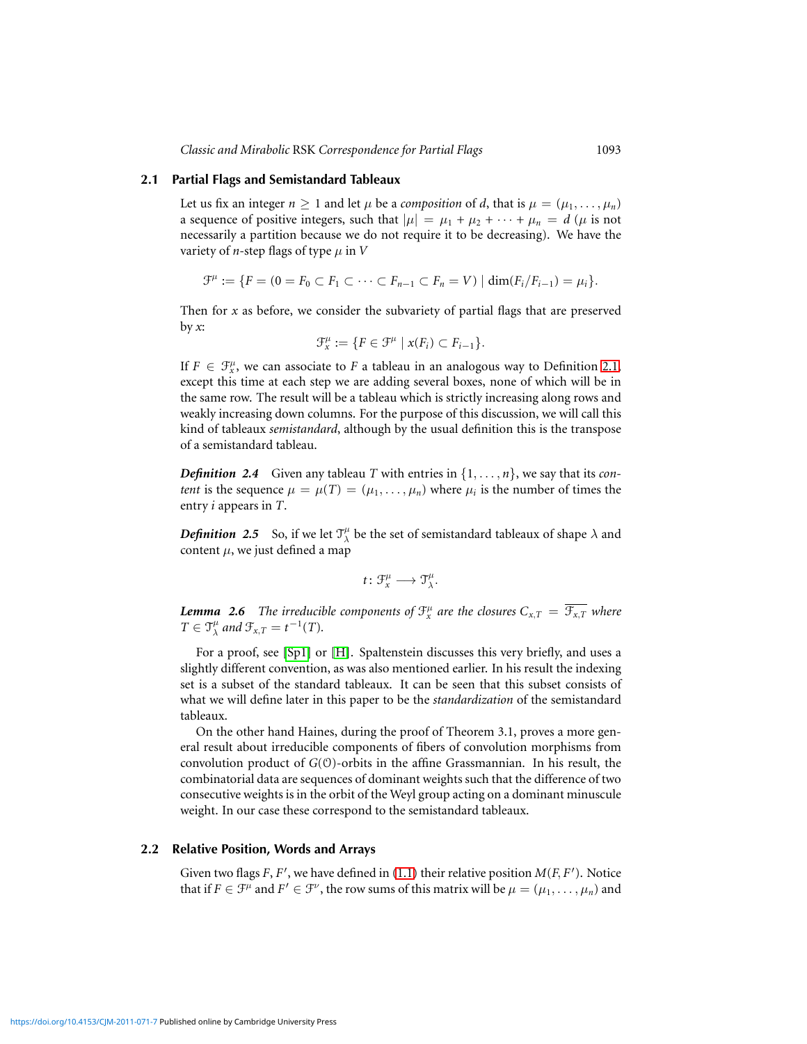### 2.1 Partial Flags and Semistandard Tableaux

Let us fix an integer $n \geq 1$ and let $\mu$ be a *composition* of $d$, that is $\mu = (\mu_1, \dots, \mu_n)$ a sequence of positive integers, such that $|\mu| = \mu_1 + \mu_2 + \cdots + \mu_n = d$ ($\mu$ is not necessarily a partition because we do not require it to be decreasing). We have the variety of $n$-step flags of type $\mu$ in $V$

$$\mathcal{F}^\mu := \{F = (0 = F_0 \subset F_1 \subset \cdots \subset F_{n-1} \subset F_n = V) \mid \dim(F_i/F_{i-1}) = \mu_i\}.$$

Then for $x$ as before, we consider the subvariety of partial flags that are preserved by $x$:

$$\mathcal{F}^\mu_x := \{F \in \mathcal{F}^\mu \mid x(F_i) \subset F_{i-1}\}.$$

If $F \in \mathcal{F}^\mu_x$, we can associate to $F$ a tableau in an analogous way to Definition 2.1, except this time at each step we are adding several boxes, none of which will be in the same row. The result will be a tableau which is strictly increasing along rows and weakly increasing down columns. For the purpose of this discussion, we will call this kind of tableaux *semistandard*, although by the usual definition this is the transpose of a semistandard tableau.

***Definition 2.4*** Given any tableau $T$ with entries in $\{1, \dots, n\}$, we say that its *content* is the sequence $\mu = \mu(T) = (\mu_1, \dots, \mu_n)$ where $\mu_i$ is the number of times the entry $i$ appears in $T$.

***Definition 2.5*** So, if we let $\mathcal{T}^\mu_\lambda$ be the set of semistandard tableaux of shape $\lambda$ and content $\mu$, we just defined a map

$$t \colon \mathcal{F}^\mu_x \longrightarrow \mathcal{T}^\mu_\lambda.$$

***Lemma 2.6*** *The irreducible components of $\mathcal{F}^\mu_x$ are the closures $C_{x,T} = \overline{\mathcal{F}_{x,T}}$ where $T \in \mathcal{T}^\mu_\lambda$ and $\mathcal{F}_{x,T} = t^{-1}(T)$.*

For a proof, see [Sp1] or [H]. Spaltenstein discusses this very briefly, and uses a slightly different convention, as was also mentioned earlier. In his result the indexing set is a subset of the standard tableaux. It can be seen that this subset consists of what we will define later in this paper to be the *standardization* of the semistandard tableaux.

On the other hand Haines, during the proof of Theorem 3.1, proves a more general result about irreducible components of fibers of convolution morphisms from convolution product of $G(\mathcal{O})$-orbits in the affine Grassmannian. In his result, the combinatorial data are sequences of dominant weights such that the difference of two consecutive weights is in the orbit of the Weyl group acting on a dominant minuscule weight. In our case these correspond to the semistandard tableaux.

### 2.2 Relative Position, Words and Arrays

Given two flags $F, F'$, we have defined in (1.1) their relative position $M(F, F')$. Notice that if $F \in \mathcal{F}^\mu$ and $F' \in \mathcal{F}^\nu$, the row sums of this matrix will be $\mu = (\mu_1, \dots, \mu_n)$ and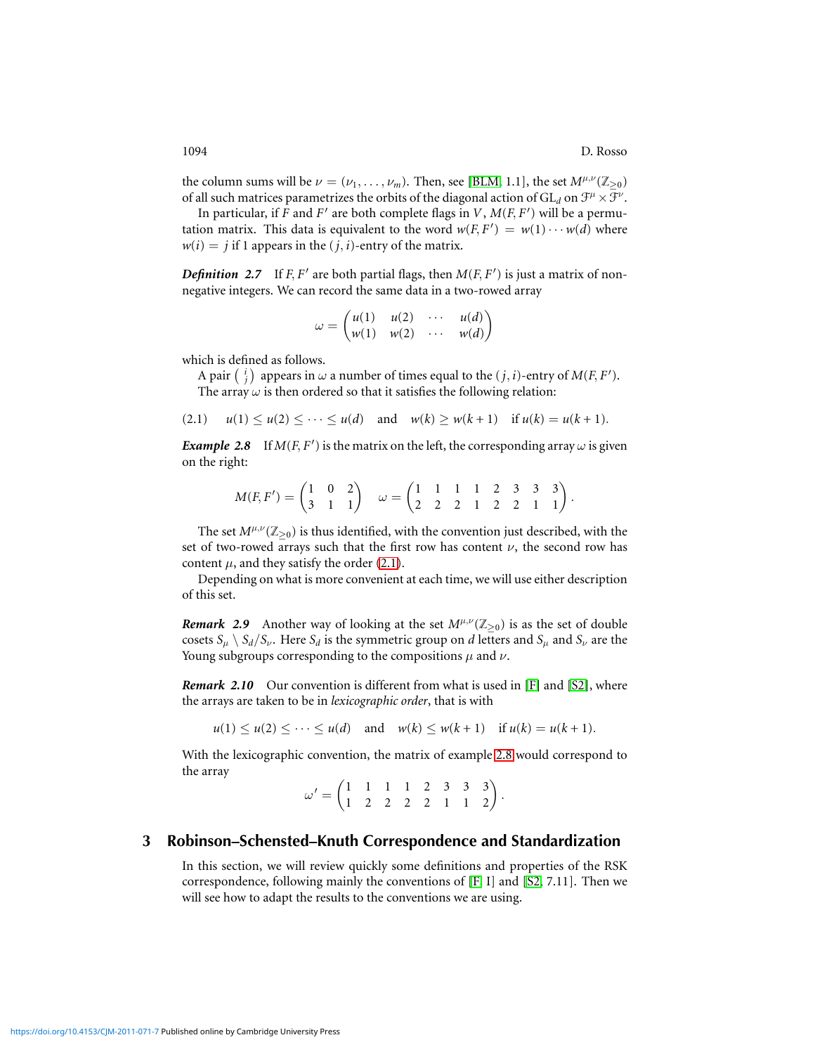the column sums will be $\nu = (\nu_1, \dots, \nu_m)$. Then, see [BLM, 1.1], the set $M^{\mu,\nu}(\mathbb{Z}_{\geq 0})$ of all such matrices parametrizes the orbits of the diagonal action of $\mathrm{GL}_d$ on $\mathcal{F}^\mu \times \mathcal{F}^\nu$.

In particular, if $F$ and $F'$ are both complete flags in $V$, $M(F, F')$ will be a permutation matrix. This data is equivalent to the word $w(F, F') = w(1) \cdots w(d)$ where $w(i) = j$ if 1 appears in the $(j, i)$-entry of the matrix.

***Definition 2.7*** If $F, F'$ are both partial flags, then $M(F, F')$ is just a matrix of nonnegative integers. We can record the same data in a two-rowed array

$$\omega = \begin{pmatrix} u(1) & u(2) & \cdots & u(d) \\ w(1) & w(2) & \cdots & w(d) \end{pmatrix}$$

which is defined as follows.

A pair $\binom{i}{j}$ appears in $\omega$ a number of times equal to the $(j, i)$-entry of $M(F, F')$.

The array $\omega$ is then ordered so that it satisfies the following relation:

$$u(1) \leq u(2) \leq \cdots \leq u(d) \quad \text{and} \quad w(k) \geq w(k+1) \quad \text{if } u(k) = u(k+1). \tag{2.1}$$

***Example 2.8*** If $M(F, F')$ is the matrix on the left, the corresponding array $\omega$ is given on the right:

$$M(F, F') = \begin{pmatrix} 1 & 0 & 2 \\ 3 & 1 & 1 \end{pmatrix} \quad \omega = \begin{pmatrix} 1 & 1 & 1 & 1 & 2 & 3 & 3 & 3 \\ 2 & 2 & 2 & 1 & 2 & 2 & 1 & 1 \end{pmatrix}.$$

The set $M^{\mu,\nu}(\mathbb{Z}_{\geq 0})$ is thus identified, with the convention just described, with the set of two-rowed arrays such that the first row has content $\nu$, the second row has content $\mu$, and they satisfy the order (2.1).

Depending on what is more convenient at each time, we will use either description of this set.

***Remark 2.9*** Another way of looking at the set $M^{\mu,\nu}(\mathbb{Z}_{\geq 0})$ is as the set of double cosets $S_\mu \setminus S_d / S_\nu$. Here $S_d$ is the symmetric group on $d$ letters and $S_\mu$ and $S_\nu$ are the Young subgroups corresponding to the compositions $\mu$ and $\nu$.

***Remark 2.10*** Our convention is different from what is used in [F] and [S2], where the arrays are taken to be in *lexicographic order*, that is with

$$u(1) \leq u(2) \leq \cdots \leq u(d) \quad \text{and} \quad w(k) \leq w(k+1) \quad \text{if } u(k) = u(k+1).$$

With the lexicographic convention, the matrix of example 2.8 would correspond to the array

$$\omega' = \begin{pmatrix} 1 & 1 & 1 & 1 & 2 & 3 & 3 & 3 \\ 1 & 2 & 2 & 2 & 2 & 1 & 1 & 2 \end{pmatrix}.$$

## 3 Robinson–Schensted–Knuth Correspondence and Standardization

In this section, we will review quickly some definitions and properties of the RSK correspondence, following mainly the conventions of [F, I] and [S2, 7.11]. Then we will see how to adapt the results to the conventions we are using.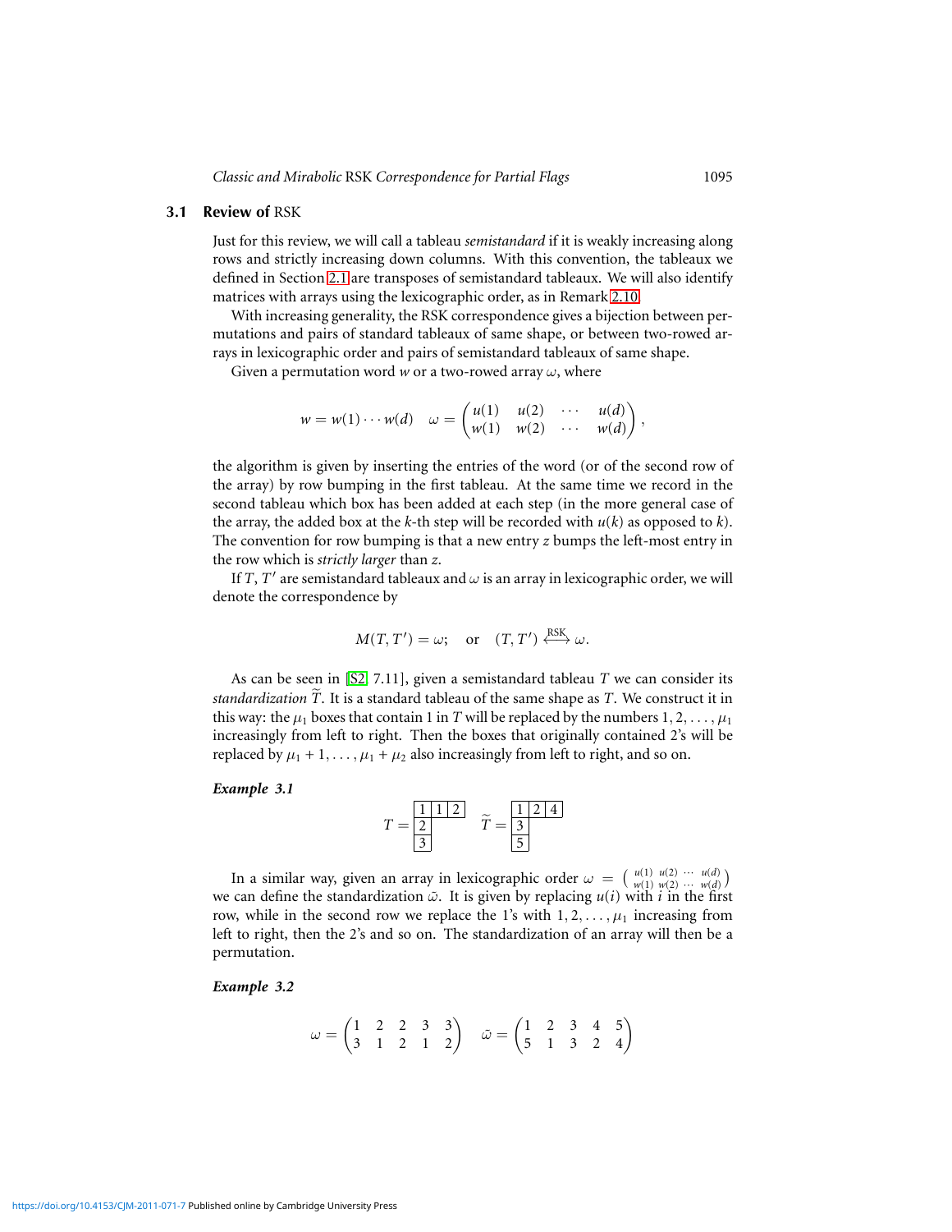### 3.1 Review of RSK

Just for this review, we will call a tableau *semistandard* if it is weakly increasing along rows and strictly increasing down columns. With this convention, the tableaux we defined in Section 2.1 are transposes of semistandard tableaux. We will also identify matrices with arrays using the lexicographic order, as in Remark 2.10.

With increasing generality, the RSK correspondence gives a bijection between permutations and pairs of standard tableaux of same shape, or between two-rowed arrays in lexicographic order and pairs of semistandard tableaux of same shape.

Given a permutation word $w$ or a two-rowed array $\omega$, where

$$w = w(1)\cdots w(d) \quad \omega = \begin{pmatrix} u(1) & u(2) & \cdots & u(d) \\ w(1) & w(2) & \cdots & w(d) \end{pmatrix},$$

the algorithm is given by inserting the entries of the word (or of the second row of the array) by row bumping in the first tableau. At the same time we record in the second tableau which box has been added at each step (in the more general case of the array, the added box at the $k$-th step will be recorded with $u(k)$ as opposed to $k$). The convention for row bumping is that a new entry $z$ bumps the left-most entry in the row which is *strictly larger* than $z$.

If $T$, $T'$ are semistandard tableaux and $\omega$ is an array in lexicographic order, we will denote the correspondence by

$$M(T, T') = \omega; \quad \text{or} \quad (T, T') \xleftrightarrow{\text{RSK}} \omega.$$

As can be seen in [S2, 7.11], given a semistandard tableau $T$ we can consider its *standardization* $\widetilde{T}$. It is a standard tableau of the same shape as $T$. We construct it in this way: the $\mu_1$ boxes that contain 1 in $T$ will be replaced by the numbers $1, 2, \ldots, \mu_1$ increasingly from left to right. Then the boxes that originally contained 2's will be replaced by $\mu_1 + 1, \ldots, \mu_1 + \mu_2$ also increasingly from left to right, and so on.

***Example 3.1***

$$T = \begin{array}{|c|c|c|} \hline 1 & 1 & 2 \\ \hline 2 \\ \cline{1-1} 3 \\ \cline{1-1} \end{array} \qquad \widetilde{T} = \begin{array}{|c|c|c|} \hline 1 & 2 & 4 \\ \hline 3 \\ \cline{1-1} 5 \\ \cline{1-1} \end{array}$$

In a similar way, given an array in lexicographic order $\omega = \left(\begin{smallmatrix} u(1) & u(2) & \cdots & u(d) \\ w(1) & w(2) & \cdots & w(d) \end{smallmatrix}\right)$ we can define the standardization $\bar{\omega}$. It is given by replacing $u(i)$ with $i$ in the first row, while in the second row we replace the 1's with $1, 2, \ldots, \mu_1$ increasing from left to right, then the 2's and so on. The standardization of an array will then be a permutation.

***Example 3.2***

$$\omega = \begin{pmatrix} 1 & 2 & 2 & 3 & 3 \\ 3 & 1 & 2 & 1 & 2 \end{pmatrix} \quad \bar{\omega} = \begin{pmatrix} 1 & 2 & 3 & 4 & 5 \\ 5 & 1 & 3 & 2 & 4 \end{pmatrix}$$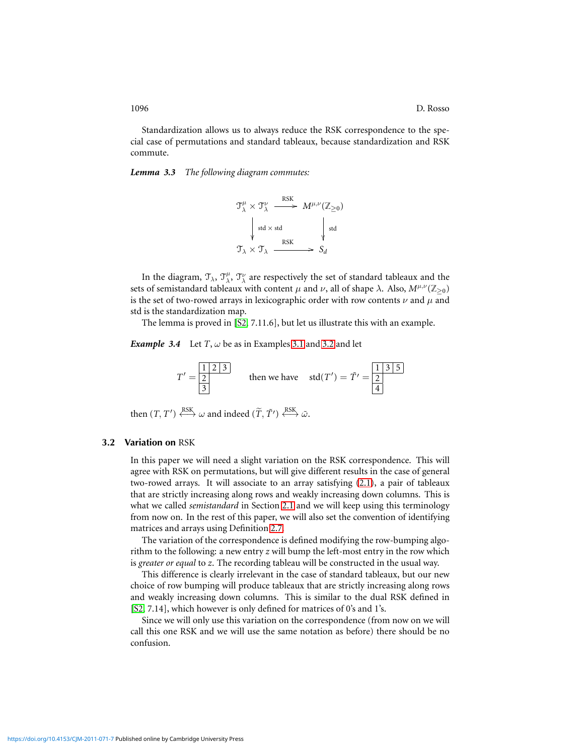Standardization allows us to always reduce the RSK correspondence to the special case of permutations and standard tableaux, because standardization and RSK commute.

***Lemma 3.3*** *The following diagram commutes:*

$$\begin{array}{ccc} \mathcal{T}_\lambda^\mu \times \mathcal{T}_\lambda^\nu & \xrightarrow{\text{RSK}} & M^{\mu,\nu}(\mathbb{Z}_{\geq 0}) \\ \Big\downarrow {\scriptstyle \text{std} \times \text{std}} & & \Big\downarrow {\scriptstyle \text{std}} \\ \mathcal{T}_\lambda \times \mathcal{T}_\lambda & \xrightarrow{\text{RSK}} & S_d \end{array}$$

In the diagram, $\mathcal{T}_\lambda$, $\mathcal{T}_\lambda^\mu$, $\mathcal{T}_\lambda^\nu$ are respectively the set of standard tableaux and the sets of semistandard tableaux with content $\mu$ and $\nu$, all of shape $\lambda$. Also, $M^{\mu,\nu}(\mathbb{Z}_{\geq 0})$ is the set of two-rowed arrays in lexicographic order with row contents $\nu$ and $\mu$ and std is the standardization map.

The lemma is proved in [S2, 7.11.6], but let us illustrate this with an example.

***Example 3.4*** Let $T, \omega$ be as in Examples 3.1 and 3.2 and let

$$T' = \begin{array}{|c|c|c|} \hline 1 & 2 & 3 \\ \hline 2 \\ \cline{1-1} 3 \\ \cline{1-1} \end{array} \qquad \text{then we have} \qquad \operatorname{std}(T') = \tilde{T}' = \begin{array}{|c|c|c|} \hline 1 & 3 & 5 \\ \hline 2 \\ \cline{1-1} 4 \\ \cline{1-1} \end{array}$$

then $(T, T') \overset{\text{RSK}}{\longleftrightarrow} \omega$ and indeed $(\widetilde{T}, \tilde{T}') \overset{\text{RSK}}{\longleftrightarrow} \tilde{\omega}$.

### 3.2 Variation on RSK

In this paper we will need a slight variation on the RSK correspondence. This will agree with RSK on permutations, but will give different results in the case of general two-rowed arrays. It will associate to an array satisfying (2.1), a pair of tableaux that are strictly increasing along rows and weakly increasing down columns. This is what we called *semistandard* in Section 2.1 and we will keep using this terminology from now on. In the rest of this paper, we will also set the convention of identifying matrices and arrays using Definition 2.7.

The variation of the correspondence is defined modifying the row-bumping algorithm to the following: a new entry $z$ will bump the left-most entry in the row which is *greater or equal* to $z$. The recording tableau will be constructed in the usual way.

This difference is clearly irrelevant in the case of standard tableaux, but our new choice of row bumping will produce tableaux that are strictly increasing along rows and weakly increasing down columns. This is similar to the dual RSK defined in [S2, 7.14], which however is only defined for matrices of 0's and 1's.

Since we will only use this variation on the correspondence (from now on we will call this one RSK and we will use the same notation as before) there should be no confusion.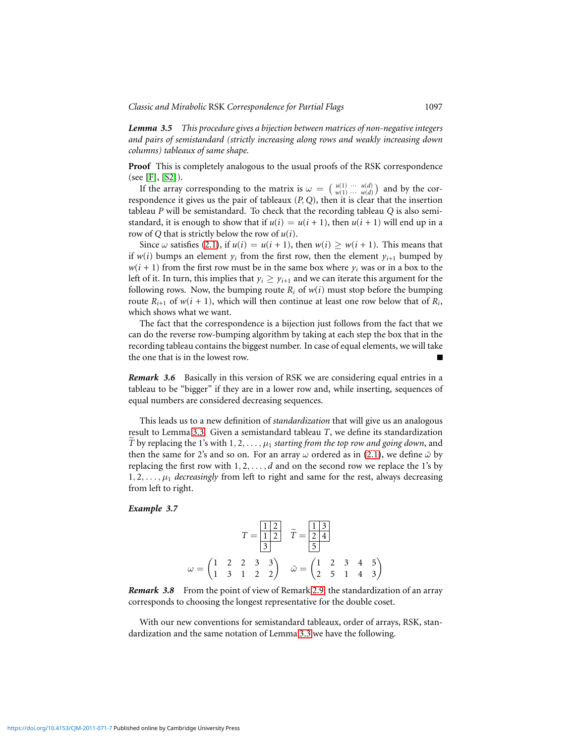**Lemma 3.5** *This procedure gives a bijection between matrices of non-negative integers and pairs of semistandard (strictly increasing along rows and weakly increasing down columns) tableaux of same shape.*

**Proof** This is completely analogous to the usual proofs of the RSK correspondence (see [F], [S2]).

If the array corresponding to the matrix is $\omega = \left(\begin{smallmatrix} u(1) & \cdots & u(d) \\ w(1) & \cdots & w(d)\end{smallmatrix}\right)$ and by the correspondence it gives us the pair of tableaux $(P, Q)$, then it is clear that the insertion tableau $P$ will be semistandard. To check that the recording tableau $Q$ is also semistandard, it is enough to show that if $u(i) = u(i+1)$, then $u(i+1)$ will end up in a row of $Q$ that is strictly below the row of $u(i)$.

Since $\omega$ satisfies (2.1), if $u(i) = u(i+1)$, then $w(i) \geq w(i+1)$. This means that if $w(i)$ bumps an element $y_i$ from the first row, then the element $y_{i+1}$ bumped by $w(i+1)$ from the first row must be in the same box where $y_i$ was or in a box to the left of it. In turn, this implies that $y_i \geq y_{i+1}$ and we can iterate this argument for the following rows. Now, the bumping route $R_i$ of $w(i)$ must stop before the bumping route $R_{i+1}$ of $w(i+1)$, which will then continue at least one row below that of $R_i$, which shows what we want.

The fact that the correspondence is a bijection just follows from the fact that we can do the reverse row-bumping algorithm by taking at each step the box that in the recording tableau contains the biggest number. In case of equal elements, we will take the one that is in the lowest row. ∎

**Remark 3.6** Basically in this version of RSK we are considering equal entries in a tableau to be "bigger" if they are in a lower row and, while inserting, sequences of equal numbers are considered decreasing sequences.

This leads us to a new definition of *standardization* that will give us an analogous result to Lemma 3.3. Given a semistandard tableau $T$, we define its standardization $\widetilde{T}$ by replacing the 1's with $1, 2, \ldots, \mu_1$ *starting from the top row and going down*, and then the same for 2's and so on. For an array $\omega$ ordered as in (2.1), we define $\bar{\omega}$ by replacing the first row with $1, 2, \ldots, d$ and on the second row we replace the 1's by $1, 2, \ldots, \mu_1$ *decreasingly* from left to right and same for the rest, always decreasing from left to right.

**Example 3.7**

$$T = \begin{array}{|c|c|}\hline 1 & 2 \\ \hline 1 & 2 \\ \hline 3 \\ \cline{1-1}\end{array} \qquad \widetilde{T} = \begin{array}{|c|c|}\hline 1 & 3 \\ \hline 2 & 4 \\ \hline 5 \\ \cline{1-1}\end{array}$$

$$\omega = \begin{pmatrix} 1 & 2 & 2 & 3 & 3 \\ 1 & 3 & 1 & 2 & 2 \end{pmatrix} \qquad \bar{\omega} = \begin{pmatrix} 1 & 2 & 3 & 4 & 5 \\ 2 & 5 & 1 & 4 & 3 \end{pmatrix}$$

**Remark 3.8** From the point of view of Remark 2.9, the standardization of an array corresponds to choosing the longest representative for the double coset.

With our new conventions for semistandard tableaux, order of arrays, RSK, standardization and the same notation of Lemma 3.3 we have the following.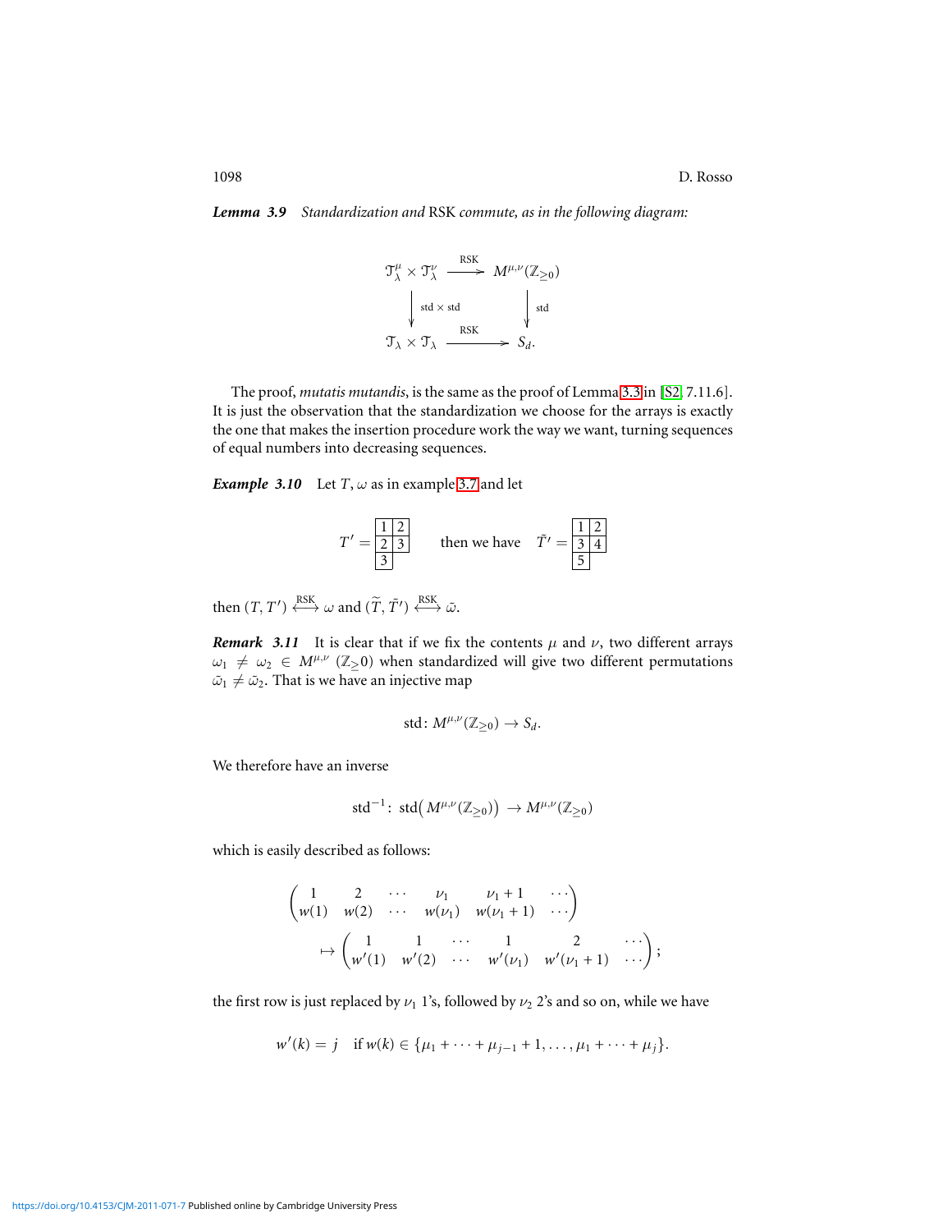***Lemma 3.9*** *Standardization and* RSK *commute, as in the following diagram:*

$$\begin{array}{ccc}
\mathcal{T}^{\mu}_{\lambda} \times \mathcal{T}^{\nu}_{\lambda} & \xrightarrow{\text{RSK}} & M^{\mu,\nu}(\mathbb{Z}_{\geq 0}) \\
\Big\downarrow {\scriptstyle \text{std} \times \text{std}} & & \Big\downarrow {\scriptstyle \text{std}} \\
\mathcal{T}_{\lambda} \times \mathcal{T}_{\lambda} & \xrightarrow{\text{RSK}} & S_d.
\end{array}$$

The proof, *mutatis mutandis*, is the same as the proof of Lemma 3.3 in [S2, 7.11.6]. It is just the observation that the standardization we choose for the arrays is exactly the one that makes the insertion procedure work the way we want, turning sequences of equal numbers into decreasing sequences.

***Example 3.10*** Let $T, \omega$ as in example 3.7 and let

$$T' = \begin{array}{|c|c|} \hline 1 & 2 \\ \hline 2 & 3 \\ \hline 3 \\ \cline{1-1} \end{array} \qquad \text{then we have} \quad \tilde{T}' = \begin{array}{|c|c|} \hline 1 & 2 \\ \hline 3 & 4 \\ \hline 5 \\ \cline{1-1} \end{array}$$

then $(T, T') \overset{\text{RSK}}{\longleftrightarrow} \omega$ and $(\widetilde{T}, \tilde{T}') \overset{\text{RSK}}{\longleftrightarrow} \tilde{\omega}$.

***Remark 3.11*** It is clear that if we fix the contents $\mu$ and $\nu$, two different arrays $\omega_1 \neq \omega_2 \in M^{\mu,\nu}(\mathbb{Z}_{\geq}0)$ when standardized will give two different permutations $\tilde{\omega}_1 \neq \tilde{\omega}_2$. That is we have an injective map

$$\text{std}\colon M^{\mu,\nu}(\mathbb{Z}_{\geq 0}) \to S_d.$$

We therefore have an inverse

$$\text{std}^{-1}\colon \text{std}\big(M^{\mu,\nu}(\mathbb{Z}_{\geq 0})\big) \to M^{\mu,\nu}(\mathbb{Z}_{\geq 0})$$

which is easily described as follows:

$$\begin{pmatrix} 1 & 2 & \cdots & \nu_1 & \nu_1 + 1 & \cdots \\ w(1) & w(2) & \cdots & w(\nu_1) & w(\nu_1 + 1) & \cdots \end{pmatrix}$$
$$\mapsto \begin{pmatrix} 1 & 1 & \cdots & 1 & 2 & \cdots \\ w'(1) & w'(2) & \cdots & w'(\nu_1) & w'(\nu_1 + 1) & \cdots \end{pmatrix};$$

the first row is just replaced by $\nu_1$ 1's, followed by $\nu_2$ 2's and so on, while we have

$$w'(k) = j \quad \text{if } w(k) \in \{\mu_1 + \cdots + \mu_{j-1} + 1, \ldots, \mu_1 + \cdots + \mu_j\}.$$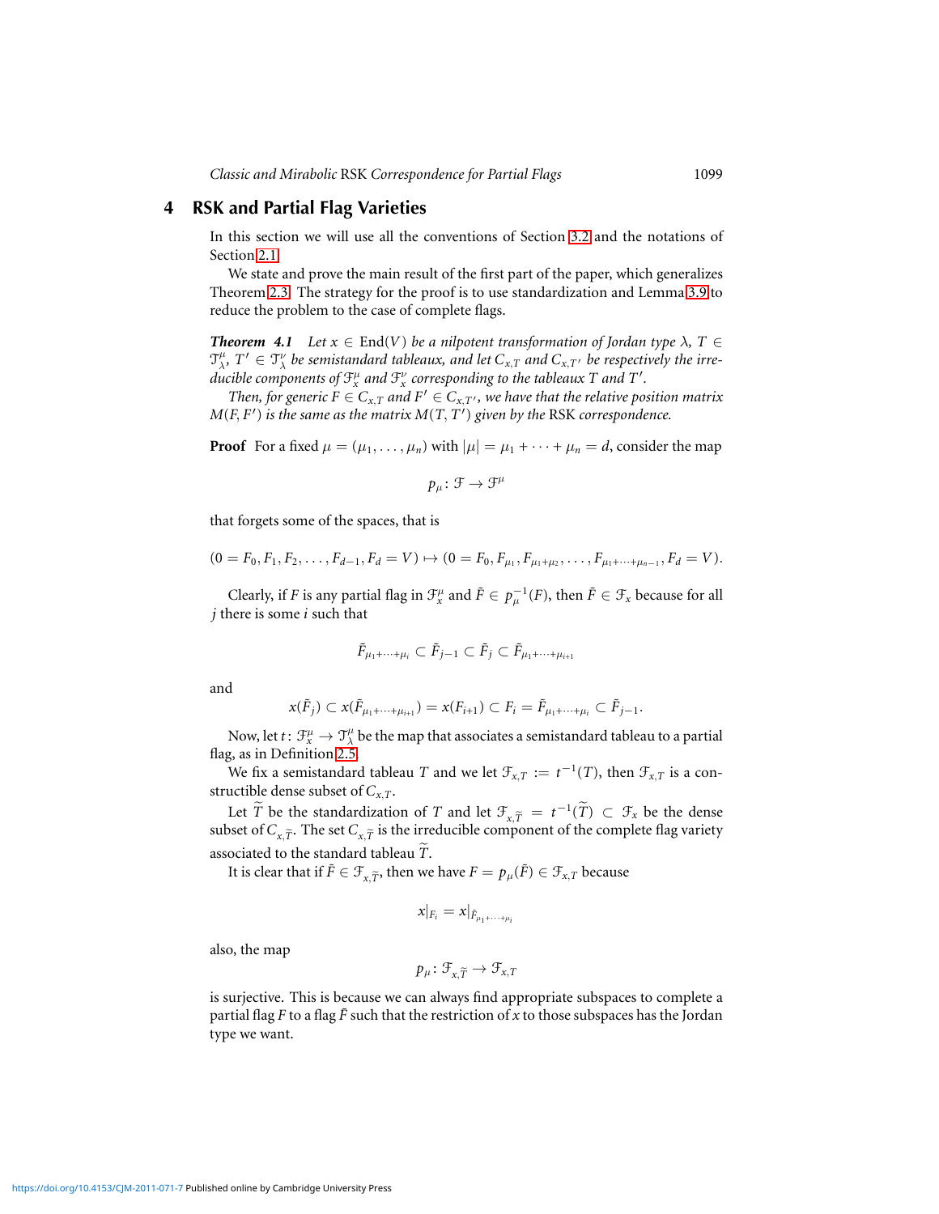## 4 RSK and Partial Flag Varieties

In this section we will use all the conventions of Section 3.2 and the notations of Section 2.1.

We state and prove the main result of the first part of the paper, which generalizes Theorem 2.3. The strategy for the proof is to use standardization and Lemma 3.9 to reduce the problem to the case of complete flags.

***Theorem 4.1*** *Let $x \in \operatorname{End}(V)$ be a nilpotent transformation of Jordan type $\lambda$, $T \in \mathcal{T}^{\mu}_{\lambda}$, $T' \in \mathcal{T}^{\nu}_{\lambda}$ be semistandard tableaux, and let $C_{x,T}$ and $C_{x,T'}$ be respectively the irreducible components of $\mathcal{F}^{\mu}_{x}$ and $\mathcal{F}^{\nu}_{x}$ corresponding to the tableaux $T$ and $T'$.*

*Then, for generic $F \in C_{x,T}$ and $F' \in C_{x,T'}$, we have that the relative position matrix $M(F, F')$ is the same as the matrix $M(T, T')$ given by the* RSK *correspondence.*

**Proof** For a fixed $\mu = (\mu_1, \dots, \mu_n)$ with $|\mu| = \mu_1 + \dots + \mu_n = d$, consider the map

$$p_{\mu} \colon \mathcal{F} \to \mathcal{F}^{\mu}$$

that forgets some of the spaces, that is

$$(0 = F_0, F_1, F_2, \dots, F_{d-1}, F_d = V) \mapsto (0 = F_0, F_{\mu_1}, F_{\mu_1+\mu_2}, \dots, F_{\mu_1+\dots+\mu_{n-1}}, F_d = V).$$

Clearly, if $F$ is any partial flag in $\mathcal{F}^{\mu}_{x}$ and $\tilde{F} \in p^{-1}_{\mu}(F)$, then $\tilde{F} \in \mathcal{F}_x$ because for all $j$ there is some $i$ such that

$$\tilde{F}_{\mu_1+\dots+\mu_i} \subset \tilde{F}_{j-1} \subset \tilde{F}_j \subset \tilde{F}_{\mu_1+\dots+\mu_{i+1}}$$

and

$$x(\tilde{F}_j) \subset x(\tilde{F}_{\mu_1+\dots+\mu_{i+1}}) = x(F_{i+1}) \subset F_i = \tilde{F}_{\mu_1+\dots+\mu_i} \subset \tilde{F}_{j-1}.$$

Now, let $t \colon \mathcal{F}^{\mu}_{x} \to \mathcal{T}^{\mu}_{\lambda}$ be the map that associates a semistandard tableau to a partial flag, as in Definition 2.5.

We fix a semistandard tableau $T$ and we let $\mathcal{F}_{x,T} := t^{-1}(T)$, then $\mathcal{F}_{x,T}$ is a constructible dense subset of $C_{x,T}$.

Let $\widetilde{T}$ be the standardization of $T$ and let $\mathcal{F}_{x,\widetilde{T}} = t^{-1}(\widetilde{T}) \subset \mathcal{F}_x$ be the dense subset of $C_{x,\widetilde{T}}$. The set $C_{x,\widetilde{T}}$ is the irreducible component of the complete flag variety associated to the standard tableau $\widetilde{T}$.

It is clear that if $\tilde{F} \in \mathcal{F}_{x,\widetilde{T}}$, then we have $F = p_{\mu}(\tilde{F}) \in \mathcal{F}_{x,T}$ because

$$x|_{F_i} = x|_{\tilde{F}_{\mu_1+\dots+\mu_i}}$$

also, the map

$$p_{\mu} \colon \mathcal{F}_{x,\widetilde{T}} \to \mathcal{F}_{x,T}$$

is surjective. This is because we can always find appropriate subspaces to complete a partial flag $F$ to a flag $\tilde{F}$ such that the restriction of $x$ to those subspaces has the Jordan type we want.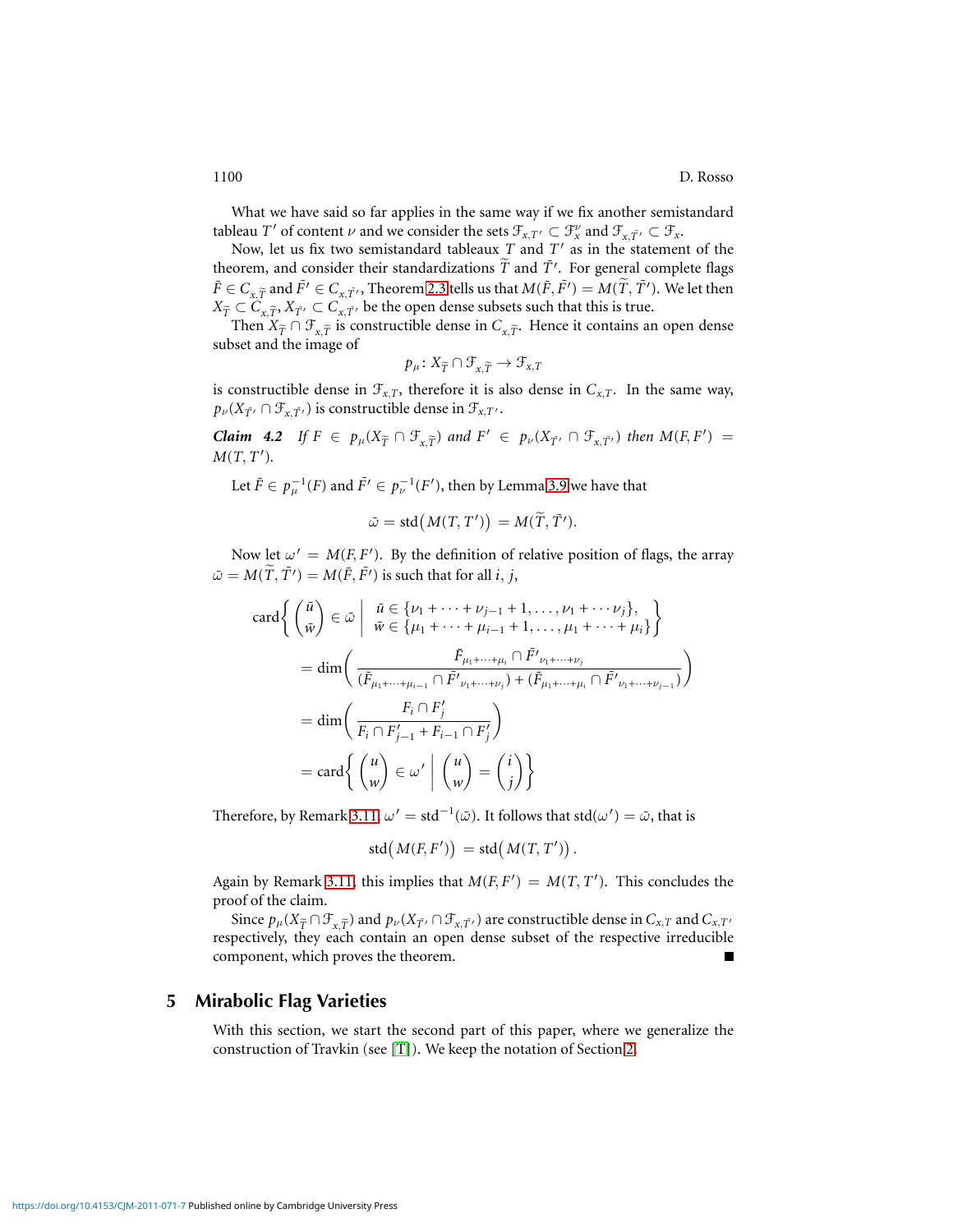What we have said so far applies in the same way if we fix another semistandard tableau $T'$ of content $\nu$ and we consider the sets $\mathcal{F}_{x,T'} \subset \mathcal{F}_x^\nu$ and $\mathcal{F}_{x,\tilde{T}'} \subset \mathcal{F}_x$.

Now, let us fix two semistandard tableaux $T$ and $T'$ as in the statement of the theorem, and consider their standardizations $\widetilde{T}$ and $\tilde{T}'$. For general complete flags $\tilde{F} \in C_{x,\widetilde{T}}$ and $\tilde{F}' \in C_{x,\tilde{T}'}$, Theorem 2.3 tells us that $M(\tilde{F}, \tilde{F}') = M(\widetilde{T}, \tilde{T}')$. We let then $X_{\widetilde{T}} \subset C_{x,\widetilde{T}}$, $X_{\tilde{T}'} \subset C_{x,\tilde{T}'}$ be the open dense subsets such that this is true.

Then $X_{\widetilde{T}} \cap \mathcal{F}_{x,\widetilde{T}}$ is constructible dense in $C_{x,\widetilde{T}}$. Hence it contains an open dense subset and the image of

$$p_\mu \colon X_{\widetilde{T}} \cap \mathcal{F}_{x,\widetilde{T}} \to \mathcal{F}_{x,T}$$

is constructible dense in $\mathcal{F}_{x,T}$, therefore it is also dense in $C_{x,T}$. In the same way, $p_\nu(X_{\tilde{T}'} \cap \mathcal{F}_{x,\tilde{T}'})$ is constructible dense in $\mathcal{F}_{x,T'}$.

***Claim 4.2*** *If $F \in p_\mu(X_{\widetilde{T}} \cap \mathcal{F}_{x,\widetilde{T}})$ and $F' \in p_\nu(X_{\tilde{T}'} \cap \mathcal{F}_{x,\tilde{T}'})$ then $M(F, F') = M(T, T')$.*

Let $\tilde{F} \in p_\mu^{-1}(F)$ and $\tilde{F}' \in p_\nu^{-1}(F')$, then by Lemma 3.9 we have that

$$\tilde{\omega} = \operatorname{std}\bigl(M(T, T')\bigr) = M(\widetilde{T}, \tilde{T}').$$

Now let $\omega' = M(F, F')$. By the definition of relative position of flags, the array $\tilde{\omega} = M(\widetilde{T}, \tilde{T}') = M(\tilde{F}, \tilde{F}')$ is such that for all $i, j$,

$$\begin{aligned}
&\operatorname{card}\left\{ \begin{pmatrix} \tilde{u} \\ \tilde{w} \end{pmatrix} \in \tilde{\omega} \;\middle|\; \begin{array}{l} \tilde{u} \in \{\nu_1 + \cdots + \nu_{j-1} + 1, \ldots, \nu_1 + \cdots \nu_j\}, \\ \tilde{w} \in \{\mu_1 + \cdots + \mu_{i-1} + 1, \ldots, \mu_1 + \cdots + \mu_i\} \end{array} \right\} \\
&\qquad = \dim\left( \frac{\tilde{F}_{\mu_1+\cdots+\mu_i} \cap \tilde{F}'_{\nu_1+\cdots+\nu_j}}{(\tilde{F}_{\mu_1+\cdots+\mu_{i-1}} \cap \tilde{F}'_{\nu_1+\cdots+\nu_j}) + (\tilde{F}_{\mu_1+\cdots+\mu_i} \cap \tilde{F}'_{\nu_1+\cdots+\nu_{j-1}})} \right) \\
&\qquad = \dim\left( \frac{F_i \cap F'_j}{F_i \cap F'_{j-1} + F_{i-1} \cap F'_j} \right) \\
&\qquad = \operatorname{card}\left\{ \begin{pmatrix} u \\ w \end{pmatrix} \in \omega' \;\middle|\; \begin{pmatrix} u \\ w \end{pmatrix} = \begin{pmatrix} i \\ j \end{pmatrix} \right\}
\end{aligned}$$

Therefore, by Remark 3.11, $\omega' = \operatorname{std}^{-1}(\tilde{\omega})$. It follows that $\operatorname{std}(\omega') = \tilde{\omega}$, that is

$$\operatorname{std}\bigl(M(F, F')\bigr) = \operatorname{std}\bigl(M(T, T')\bigr).$$

Again by Remark 3.11, this implies that $M(F, F') = M(T, T')$. This concludes the proof of the claim.

Since $p_\mu(X_{\widetilde{T}} \cap \mathcal{F}_{x,\widetilde{T}})$ and $p_\nu(X_{\tilde{T}'} \cap \mathcal{F}_{x,\tilde{T}'})$ are constructible dense in $C_{x,T}$ and $C_{x,T'}$ respectively, they each contain an open dense subset of the respective irreducible component, which proves the theorem. ∎

## 5 Mirabolic Flag Varieties

With this section, we start the second part of this paper, where we generalize the construction of Travkin (see [T]). We keep the notation of Section 2.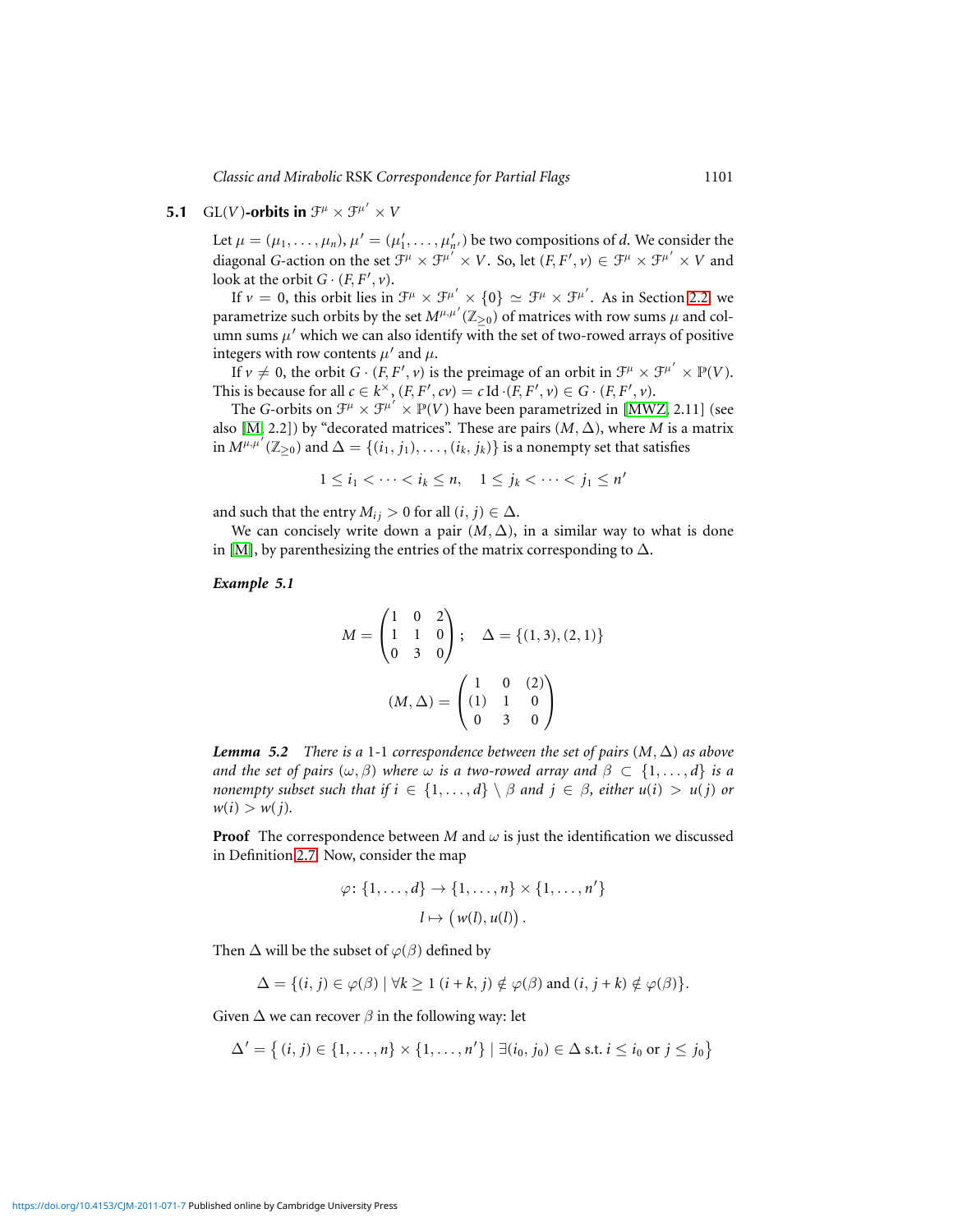### 5.1 $\mathrm{GL}(V)$-orbits in $\mathcal{F}^{\mu} \times \mathcal{F}^{\mu'} \times V$

Let $\mu = (\mu_1, \ldots, \mu_n)$, $\mu' = (\mu'_1, \ldots, \mu'_{n'})$ be two compositions of $d$. We consider the diagonal $G$-action on the set $\mathcal{F}^{\mu} \times \mathcal{F}^{\mu'} \times V$. So, let $(F, F', v) \in \mathcal{F}^{\mu} \times \mathcal{F}^{\mu'} \times V$ and look at the orbit $G \cdot (F, F', v)$.

If $v = 0$, this orbit lies in $\mathcal{F}^{\mu} \times \mathcal{F}^{\mu'} \times \{0\} \simeq \mathcal{F}^{\mu} \times \mathcal{F}^{\mu'}$. As in Section 2.2, we parametrize such orbits by the set $M^{\mu,\mu'}(\mathbb{Z}_{\geq 0})$ of matrices with row sums $\mu$ and column sums $\mu'$ which we can also identify with the set of two-rowed arrays of positive integers with row contents $\mu'$ and $\mu$.

If $v \neq 0$, the orbit $G \cdot (F, F', v)$ is the preimage of an orbit in $\mathcal{F}^{\mu} \times \mathcal{F}^{\mu'} \times \mathbb{P}(V)$. This is because for all $c \in k^{\times}$, $(F, F', cv) = c \,\mathrm{Id} \cdot (F, F', v) \in G \cdot (F, F', v)$.

The $G$-orbits on $\mathcal{F}^{\mu} \times \mathcal{F}^{\mu'} \times \mathbb{P}(V)$ have been parametrized in [MWZ, 2.11] (see also [M, 2.2]) by "decorated matrices". These are pairs $(M, \Delta)$, where $M$ is a matrix in $M^{\mu,\mu'}(\mathbb{Z}_{\geq 0})$ and $\Delta = \{(i_1, j_1), \ldots, (i_k, j_k)\}$ is a nonempty set that satisfies

$$1 \leq i_1 < \cdots < i_k \leq n, \quad 1 \leq j_k < \cdots < j_1 \leq n'$$

and such that the entry $M_{ij} > 0$ for all $(i, j) \in \Delta$.

We can concisely write down a pair $(M, \Delta)$, in a similar way to what is done in [M], by parenthesizing the entries of the matrix corresponding to $\Delta$.

***Example 5.1***

$$M = \begin{pmatrix} 1 & 0 & 2 \\ 1 & 1 & 0 \\ 0 & 3 & 0 \end{pmatrix}; \quad \Delta = \{(1,3), (2,1)\}$$

$$(M, \Delta) = \begin{pmatrix} 1 & 0 & (2) \\ (1) & 1 & 0 \\ 0 & 3 & 0 \end{pmatrix}$$

***Lemma 5.2*** *There is a 1-1 correspondence between the set of pairs $(M, \Delta)$ as above and the set of pairs $(\omega, \beta)$ where $\omega$ is a two-rowed array and $\beta \subset \{1, \ldots, d\}$ is a nonempty subset such that if $i \in \{1, \ldots, d\} \setminus \beta$ and $j \in \beta$, either $u(i) > u(j)$ or $w(i) > w(j)$.*

**Proof** The correspondence between $M$ and $\omega$ is just the identification we discussed in Definition 2.7. Now, consider the map

$$\varphi \colon \{1, \ldots, d\} \to \{1, \ldots, n\} \times \{1, \ldots, n'\}$$
$$l \mapsto \big(w(l), u(l)\big).$$

Then $\Delta$ will be the subset of $\varphi(\beta)$ defined by

$$\Delta = \{(i, j) \in \varphi(\beta) \mid \forall k \geq 1 \ (i + k, j) \notin \varphi(\beta) \text{ and } (i, j + k) \notin \varphi(\beta)\}.$$

Given $\Delta$ we can recover $\beta$ in the following way: let

$$\Delta' = \big\{ (i, j) \in \{1, \ldots, n\} \times \{1, \ldots, n'\} \mid \exists (i_0, j_0) \in \Delta \text{ s.t. } i \leq i_0 \text{ or } j \leq j_0 \big\}$$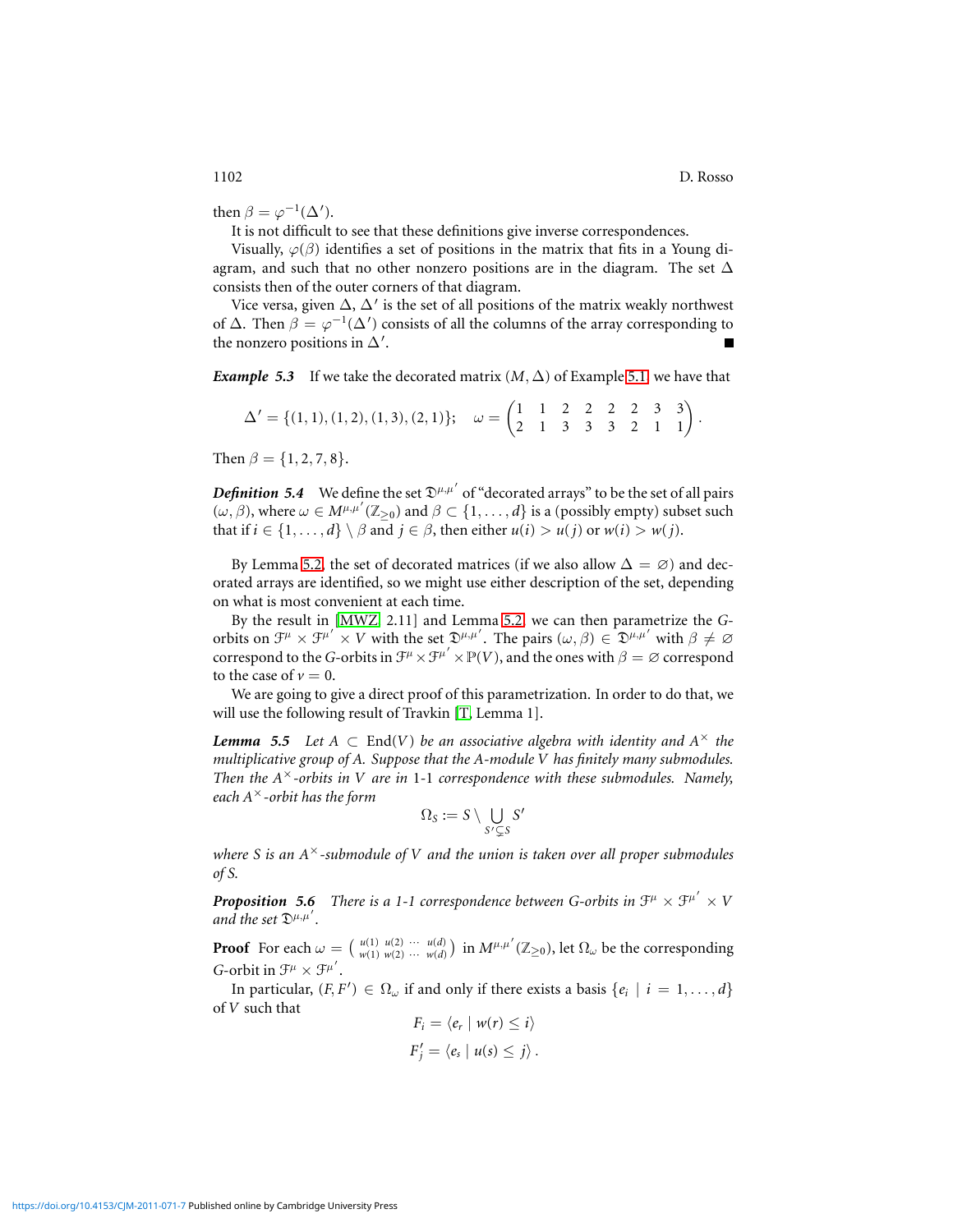then $\beta = \varphi^{-1}(\Delta')$.

It is not difficult to see that these definitions give inverse correspondences.

Visually, $\varphi(\beta)$ identifies a set of positions in the matrix that fits in a Young diagram, and such that no other nonzero positions are in the diagram. The set $\Delta$ consists then of the outer corners of that diagram.

Vice versa, given $\Delta$, $\Delta'$ is the set of all positions of the matrix weakly northwest of $\Delta$. Then $\beta = \varphi^{-1}(\Delta')$ consists of all the columns of the array corresponding to the nonzero positions in $\Delta'$. ∎

***Example 5.3*** If we take the decorated matrix $(M, \Delta)$ of Example 5.1 we have that

$$\Delta' = \{(1,1), (1,2), (1,3), (2,1)\}; \quad \omega = \begin{pmatrix} 1 & 1 & 2 & 2 & 2 & 2 & 3 & 3 \\ 2 & 1 & 3 & 3 & 3 & 2 & 1 & 1 \end{pmatrix}.$$

Then $\beta = \{1, 2, 7, 8\}$.

***Definition 5.4*** We define the set $\mathfrak{D}^{\mu,\mu'}$ of "decorated arrays" to be the set of all pairs $(\omega, \beta)$, where $\omega \in M^{\mu,\mu'}(\mathbb{Z}_{\geq 0})$ and $\beta \subset \{1, \ldots, d\}$ is a (possibly empty) subset such that if $i \in \{1, \ldots, d\} \setminus \beta$ and $j \in \beta$, then either $u(i) > u(j)$ or $w(i) > w(j)$.

By Lemma 5.2, the set of decorated matrices (if we also allow $\Delta = \varnothing$) and decorated arrays are identified, so we might use either description of the set, depending on what is most convenient at each time.

By the result in [MWZ, 2.11] and Lemma 5.2, we can then parametrize the $G$-orbits on $\mathcal{F}^\mu \times \mathcal{F}^{\mu'} \times V$ with the set $\mathfrak{D}^{\mu,\mu'}$. The pairs $(\omega, \beta) \in \mathfrak{D}^{\mu,\mu'}$ with $\beta \neq \varnothing$ correspond to the $G$-orbits in $\mathcal{F}^\mu \times \mathcal{F}^{\mu'} \times \mathbb{P}(V)$, and the ones with $\beta = \varnothing$ correspond to the case of $v = 0$.

We are going to give a direct proof of this parametrization. In order to do that, we will use the following result of Travkin [T, Lemma 1].

***Lemma 5.5*** *Let $A \subset \operatorname{End}(V)$ be an associative algebra with identity and $A^\times$ the multiplicative group of $A$. Suppose that the $A$-module $V$ has finitely many submodules. Then the $A^\times$-orbits in $V$ are in 1-1 correspondence with these submodules. Namely, each $A^\times$-orbit has the form*

$$\Omega_S := S \setminus \bigcup_{S' \subsetneq S} S'$$

*where $S$ is an $A^\times$-submodule of $V$ and the union is taken over all proper submodules of $S$.*

***Proposition 5.6*** *There is a 1-1 correspondence between $G$-orbits in $\mathcal{F}^\mu \times \mathcal{F}^{\mu'} \times V$ and the set $\mathfrak{D}^{\mu,\mu'}$.*

**Proof** For each $\omega = \left(\begin{smallmatrix} u(1) & u(2) & \cdots & u(d) \\ w(1) & w(2) & \cdots & w(d) \end{smallmatrix}\right)$ in $M^{\mu,\mu'}(\mathbb{Z}_{\geq 0})$, let $\Omega_\omega$ be the corresponding $G$-orbit in $\mathcal{F}^\mu \times \mathcal{F}^{\mu'}$.

In particular, $(F, F') \in \Omega_\omega$ if and only if there exists a basis $\{e_i \mid i = 1, \ldots, d\}$ of $V$ such that

$$F_i = \langle e_r \mid w(r) \leq i \rangle$$
$$F'_j = \langle e_s \mid u(s) \leq j \rangle.$$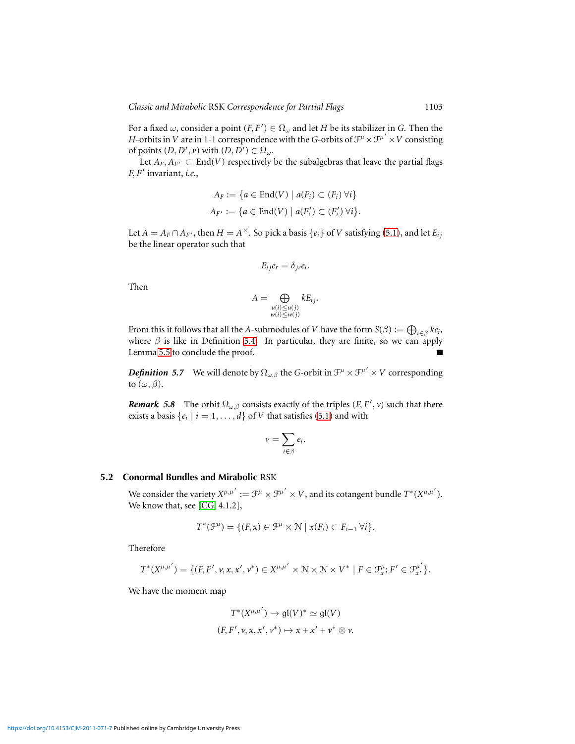For a fixed $\omega$, consider a point $(F, F') \in \Omega_\omega$ and let $H$ be its stabilizer in $G$. Then the $H$-orbits in $V$ are in 1-1 correspondence with the $G$-orbits of $\mathcal{F}^\mu \times \mathcal{F}^{\mu'} \times V$ consisting of points $(D, D', v)$ with $(D, D') \in \Omega_\omega$.

Let $A_F, A_{F'} \subset \operatorname{End}(V)$ respectively be the subalgebras that leave the partial flags $F, F'$ invariant, *i.e.*,

$$A_F := \{a \in \operatorname{End}(V) \mid a(F_i) \subset (F_i)\ \forall i\}$$
$$A_{F'} := \{a \in \operatorname{End}(V) \mid a(F'_i) \subset (F'_i)\ \forall i\}.$$

Let $A = A_F \cap A_{F'}$, then $H = A^\times$. So pick a basis $\{e_i\}$ of $V$ satisfying (5.1), and let $E_{ij}$ be the linear operator such that

$$E_{ij} e_r = \delta_{jr} e_i.$$

Then

$$A = \bigoplus_{\substack{u(i) \le u(j) \\ w(i) \le w(j)}} k E_{ij}.$$

From this it follows that all the $A$-submodules of $V$ have the form $S(\beta) := \bigoplus_{i \in \beta} k e_i$, where $\beta$ is like in Definition 5.4. In particular, they are finite, so we can apply Lemma 5.5 to conclude the proof. ∎

***Definition 5.7*** We will denote by $\Omega_{\omega,\beta}$ the $G$-orbit in $\mathcal{F}^\mu \times \mathcal{F}^{\mu'} \times V$ corresponding to $(\omega, \beta)$.

***Remark 5.8*** The orbit $\Omega_{\omega,\beta}$ consists exactly of the triples $(F, F', v)$ such that there exists a basis $\{e_i \mid i = 1, \dots, d\}$ of $V$ that satisfies (5.1) and with

$$v = \sum_{i \in \beta} e_i.$$

### 5.2 Conormal Bundles and Mirabolic RSK

We consider the variety $X^{\mu,\mu'} := \mathcal{F}^\mu \times \mathcal{F}^{\mu'} \times V$, and its cotangent bundle $T^*(X^{\mu,\mu'})$. We know that, see [CG, 4.1.2],

$$T^*(\mathcal{F}^\mu) = \{(F, x) \in \mathcal{F}^\mu \times \mathcal{N} \mid x(F_i) \subset F_{i-1}\ \forall i\}.$$

Therefore

$$T^*(X^{\mu,\mu'}) = \{(F, F', v, x, x', v^*) \in X^{\mu,\mu'} \times \mathcal{N} \times \mathcal{N} \times V^* \mid F \in \mathcal{F}^\mu_x; F' \in \mathcal{F}^{\mu'}_{x'}\}.$$

We have the moment map

$$T^*(X^{\mu,\mu'}) \to \mathfrak{gl}(V)^* \simeq \mathfrak{gl}(V)$$
$$(F, F', v, x, x', v^*) \mapsto x + x' + v^* \otimes v.$$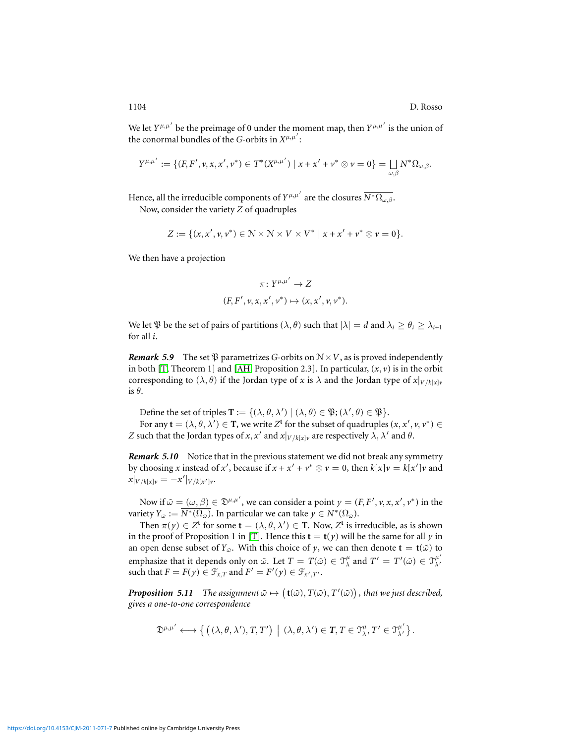We let $Y^{\mu,\mu'}$ be the preimage of 0 under the moment map, then $Y^{\mu,\mu'}$ is the union of the conormal bundles of the $G$-orbits in $X^{\mu,\mu'}$:

$$Y^{\mu,\mu'} := \{(F, F', v, x, x', v^*) \in T^*(X^{\mu,\mu'}) \mid x + x' + v^* \otimes v = 0\} = \bigsqcup_{\omega,\beta} N^*\Omega_{\omega,\beta}.$$

Hence, all the irreducible components of $Y^{\mu,\mu'}$ are the closures $\overline{N^*\Omega_{\omega,\beta}}$.

Now, consider the variety $Z$ of quadruples

$$Z := \{(x, x', v, v^*) \in \mathcal{N} \times \mathcal{N} \times V \times V^* \mid x + x' + v^* \otimes v = 0\}.$$

We then have a projection

$$\pi \colon Y^{\mu,\mu'} \to Z$$
$$(F, F', v, x, x', v^*) \mapsto (x, x', v, v^*).$$

We let $\mathfrak{P}$ be the set of pairs of partitions $(\lambda, \theta)$ such that $|\lambda| = d$ and $\lambda_i \geq \theta_i \geq \lambda_{i+1}$ for all $i$.

***Remark 5.9*** The set $\mathfrak{P}$ parametrizes $G$-orbits on $\mathcal{N} \times V$, as is proved independently in both [T, Theorem 1] and [AH, Proposition 2.3]. In particular, $(x, v)$ is in the orbit corresponding to $(\lambda, \theta)$ if the Jordan type of $x$ is $\lambda$ and the Jordan type of $x|_{V/k[x]v}$ is $\theta$.

Define the set of triples $\mathbf{T} := \{(\lambda, \theta, \lambda') \mid (\lambda, \theta) \in \mathfrak{P}; (\lambda', \theta) \in \mathfrak{P}\}$.

For any $\mathbf{t} = (\lambda, \theta, \lambda') \in \mathbf{T}$, we write $Z^{\mathbf{t}}$ for the subset of quadruples $(x, x', v, v^*) \in Z$ such that the Jordan types of $x, x'$ and $x|_{V/k[x]v}$ are respectively $\lambda, \lambda'$ and $\theta$.

***Remark 5.10*** Notice that in the previous statement we did not break any symmetry by choosing $x$ instead of $x'$, because if $x + x' + v^* \otimes v = 0$, then $k[x]v = k[x']v$ and $x|_{V/k[x]v} = -x'|_{V/k[x']v}$.

Now if $\bar{\omega} = (\omega, \beta) \in \mathfrak{D}^{\mu,\mu'}$, we can consider a point $y = (F, F', v, x, x', v^*)$ in the variety $Y_{\bar{\omega}} := \overline{N^*(\Omega_{\bar{\omega}})}$. In particular we can take $y \in N^*(\Omega_{\bar{\omega}})$.

Then $\pi(y) \in Z^{\mathbf{t}}$ for some $\mathbf{t} = (\lambda, \theta, \lambda') \in \mathbf{T}$. Now, $Z^{\mathbf{t}}$ is irreducible, as is shown in the proof of Proposition 1 in [T]. Hence this $\mathbf{t} = \mathbf{t}(y)$ will be the same for all $y$ in an open dense subset of $Y_{\bar{\omega}}$. With this choice of $y$, we can then denote $\mathbf{t} = \mathbf{t}(\bar{\omega})$ to emphasize that it depends only on $\bar{\omega}$. Let $T = T(\bar{\omega}) \in \mathcal{T}^{\mu}_{\lambda}$ and $T' = T'(\bar{\omega}) \in \mathcal{T}^{\mu'}_{\lambda'}$ such that $F = F(y) \in \mathcal{F}_{x,T}$ and $F' = F'(y) \in \mathcal{F}_{x',T'}$.

***Proposition 5.11*** *The assignment $\bar{\omega} \mapsto \big(\mathbf{t}(\bar{\omega}), T(\bar{\omega}), T'(\bar{\omega})\big)$, that we just described, gives a one-to-one correspondence*

$$\mathfrak{D}^{\mu,\mu'} \longleftrightarrow \left\{ \big((\lambda, \theta, \lambda'), T, T'\big) \;\middle|\; (\lambda, \theta, \lambda') \in \boldsymbol{T}, T \in \mathcal{T}^{\mu}_{\lambda}, T' \in \mathcal{T}^{\mu'}_{\lambda'} \right\}.$$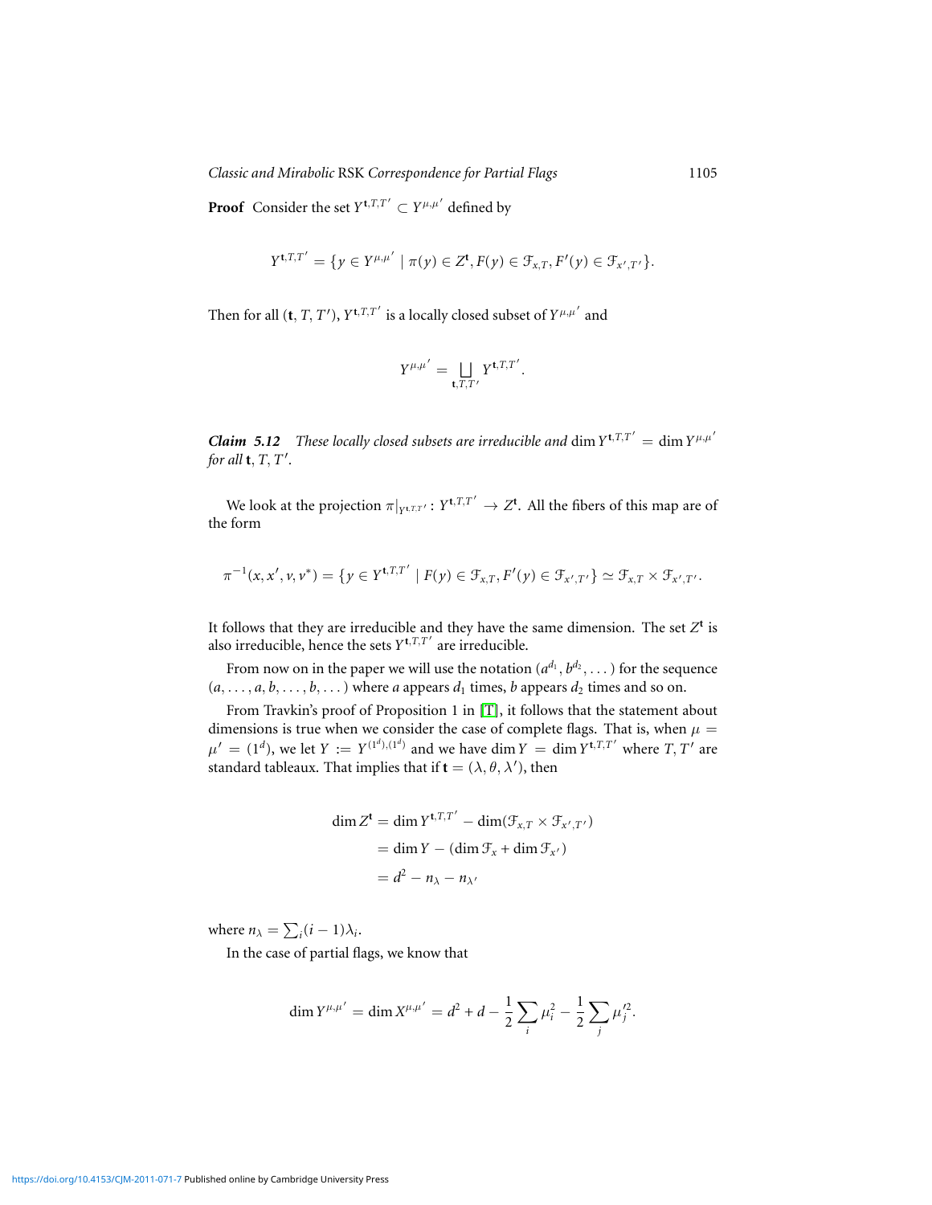**Proof** Consider the set $Y^{\mathbf{t},T,T'} \subset Y^{\mu,\mu'}$ defined by

$$Y^{\mathbf{t},T,T'} = \{y \in Y^{\mu,\mu'} \mid \pi(y) \in Z^{\mathbf{t}}, F(y) \in \mathcal{F}_{x,T}, F'(y) \in \mathcal{F}_{x',T'}\}.$$

Then for all $(\mathbf{t}, T, T')$, $Y^{\mathbf{t},T,T'}$ is a locally closed subset of $Y^{\mu,\mu'}$ and

$$Y^{\mu,\mu'} = \bigsqcup_{\mathbf{t},T,T'} Y^{\mathbf{t},T,T'}.$$

***Claim 5.12*** *These locally closed subsets are irreducible and* $\dim Y^{\mathbf{t},T,T'} = \dim Y^{\mu,\mu'}$ *for all* $\mathbf{t}$, $T$, $T'$.

We look at the projection $\pi|_{Y^{\mathbf{t},T,T'}} \colon Y^{\mathbf{t},T,T'} \to Z^{\mathbf{t}}$. All the fibers of this map are of the form

$$\pi^{-1}(x, x', v, v^*) = \{y \in Y^{\mathbf{t},T,T'} \mid F(y) \in \mathcal{F}_{x,T}, F'(y) \in \mathcal{F}_{x',T'}\} \simeq \mathcal{F}_{x,T} \times \mathcal{F}_{x',T'}.$$

It follows that they are irreducible and they have the same dimension. The set $Z^{\mathbf{t}}$ is also irreducible, hence the sets $Y^{\mathbf{t},T,T'}$ are irreducible.

From now on in the paper we will use the notation $(a^{d_1}, b^{d_2}, \dots)$ for the sequence $(a, \dots, a, b, \dots, b, \dots)$ where $a$ appears $d_1$ times, $b$ appears $d_2$ times and so on.

From Travkin's proof of Proposition 1 in [T], it follows that the statement about dimensions is true when we consider the case of complete flags. That is, when $\mu = \mu' = (1^d)$, we let $Y := Y^{(1^d),(1^d)}$ and we have $\dim Y = \dim Y^{\mathbf{t},T,T'}$ where $T, T'$ are standard tableaux. That implies that if $\mathbf{t} = (\lambda, \theta, \lambda')$, then

$$\begin{aligned}
\dim Z^{\mathbf{t}} &= \dim Y^{\mathbf{t},T,T'} - \dim(\mathcal{F}_{x,T} \times \mathcal{F}_{x',T'}) \\
&= \dim Y - (\dim \mathcal{F}_x + \dim \mathcal{F}_{x'}) \\
&= d^2 - n_\lambda - n_{\lambda'}
\end{aligned}$$

where $n_\lambda = \sum_i (i-1)\lambda_i$.

In the case of partial flags, we know that

$$\dim Y^{\mu,\mu'} = \dim X^{\mu,\mu'} = d^2 + d - \frac{1}{2}\sum_i \mu_i^2 - \frac{1}{2}\sum_j \mu_j'^2.$$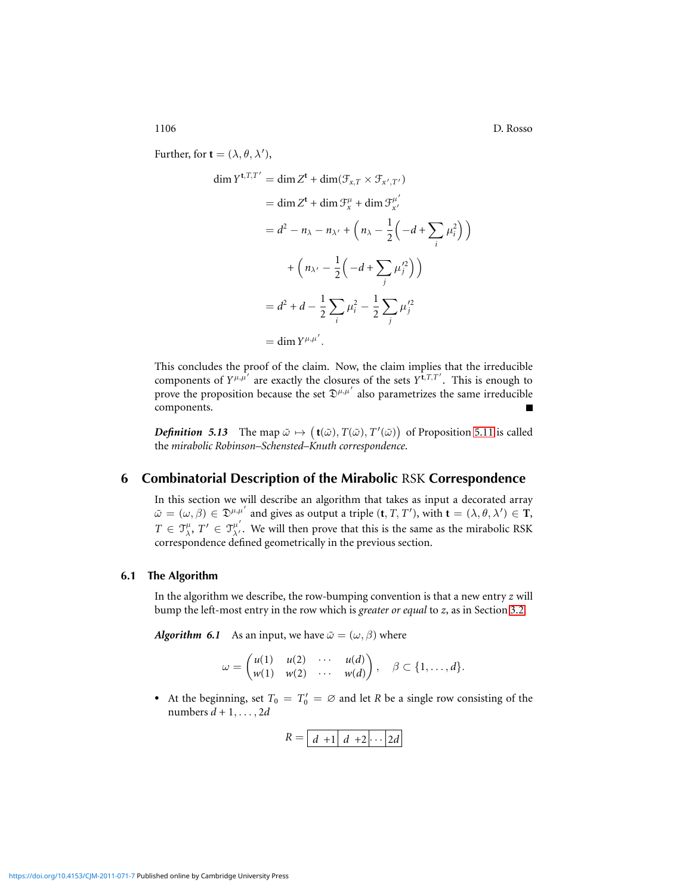Further, for $\mathbf{t} = (\lambda, \theta, \lambda')$,

$$
\begin{aligned}
\dim Y^{\mathbf{t},T,T'} &= \dim Z^{\mathbf{t}} + \dim(\mathcal{F}_{x,T} \times \mathcal{F}_{x',T'}) \\
&= \dim Z^{\mathbf{t}} + \dim \mathcal{F}^{\mu}_{x} + \dim \mathcal{F}^{\mu'}_{x'} \\
&= d^2 - n_\lambda - n_{\lambda'} + \Big( n_\lambda - \frac{1}{2}\Big( -d + \sum_i \mu_i^2 \Big) \Big) \\
&\qquad + \Big( n_{\lambda'} - \frac{1}{2}\Big( -d + \sum_j \mu_j'^2 \Big) \Big) \\
&= d^2 + d - \frac{1}{2}\sum_i \mu_i^2 - \frac{1}{2}\sum_j \mu_j'^2 \\
&= \dim Y^{\mu,\mu'}.
\end{aligned}
$$

This concludes the proof of the claim. Now, the claim implies that the irreducible components of $Y^{\mu,\mu'}$ are exactly the closures of the sets $Y^{\mathbf{t},T,T'}$. This is enough to prove the proposition because the set $\mathfrak{D}^{\mu,\mu'}$ also parametrizes the same irreducible components. ∎

***Definition 5.13*** The map $\bar{\omega} \mapsto \big(\mathbf{t}(\bar{\omega}), T(\bar{\omega}), T'(\bar{\omega})\big)$ of Proposition 5.11 is called the *mirabolic Robinson–Schensted–Knuth correspondence*.

## 6 Combinatorial Description of the Mirabolic RSK Correspondence

In this section we will describe an algorithm that takes as input a decorated array $\bar{\omega} = (\omega, \beta) \in \mathfrak{D}^{\mu,\mu'}$ and gives as output a triple $(\mathbf{t}, T, T')$, with $\mathbf{t} = (\lambda, \theta, \lambda') \in \mathbf{T}$, $T \in \mathcal{T}^{\mu}_{\lambda}$, $T' \in \mathcal{T}^{\mu'}_{\lambda'}$. We will then prove that this is the same as the mirabolic RSK correspondence defined geometrically in the previous section.

### 6.1 The Algorithm

In the algorithm we describe, the row-bumping convention is that a new entry $z$ will bump the left-most entry in the row which is *greater or equal* to $z$, as in Section 3.2.

***Algorithm 6.1*** As an input, we have $\bar{\omega} = (\omega, \beta)$ where

$$
\omega = \begin{pmatrix} u(1) & u(2) & \cdots & u(d) \\ w(1) & w(2) & \cdots & w(d) \end{pmatrix}, \quad \beta \subset \{1, \dots, d\}.
$$

- At the beginning, set $T_0 = T_0' = \varnothing$ and let $R$ be a single row consisting of the numbers $d+1, \dots, 2d$

$$
R = \boxed{d+1}\boxed{d+2}\boxed{\cdots}\boxed{2d}
$$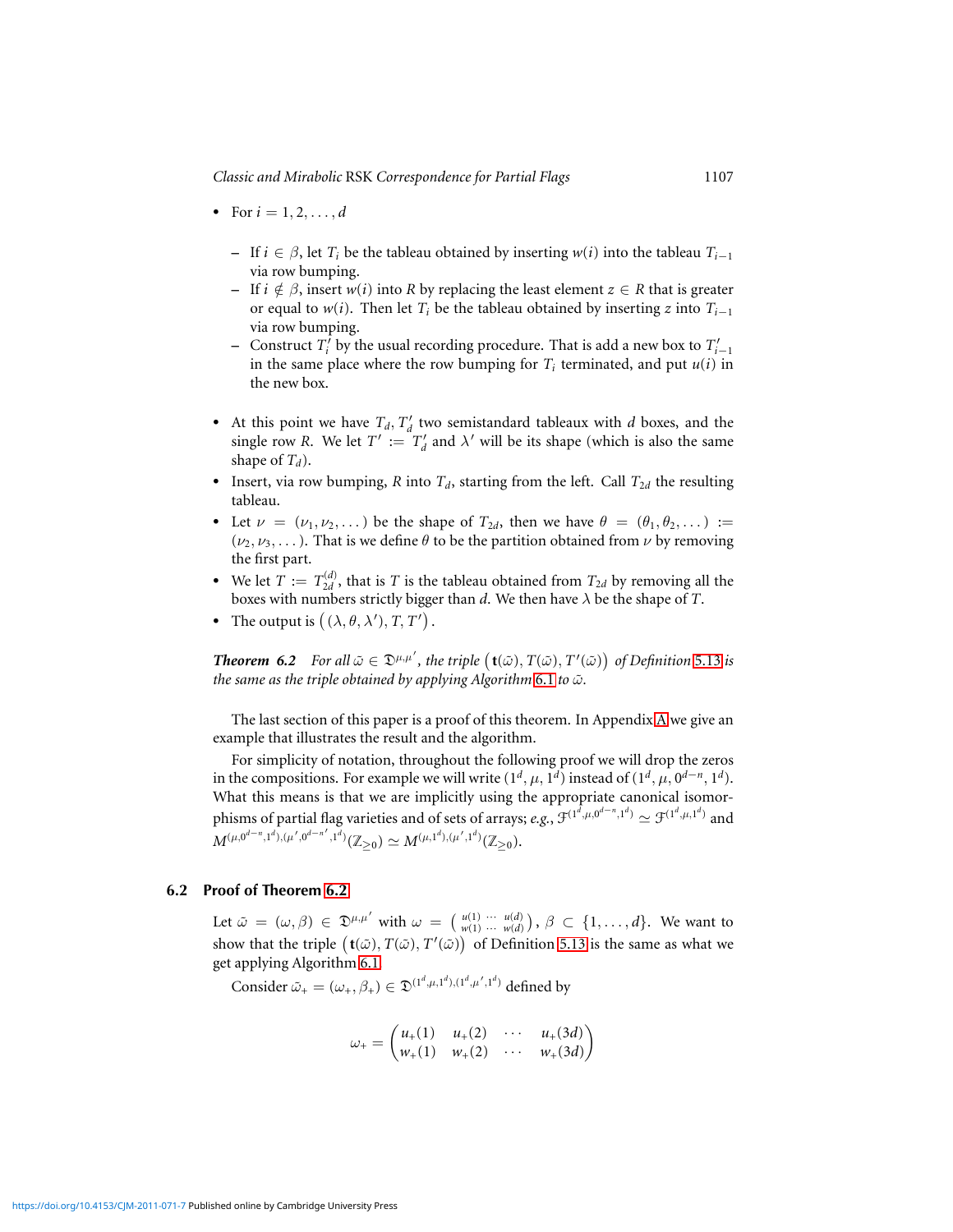- For $i = 1, 2, \ldots, d$
  - If $i \in \beta$, let $T_i$ be the tableau obtained by inserting $w(i)$ into the tableau $T_{i-1}$ via row bumping.
  - If $i \notin \beta$, insert $w(i)$ into $R$ by replacing the least element $z \in R$ that is greater or equal to $w(i)$. Then let $T_i$ be the tableau obtained by inserting $z$ into $T_{i-1}$ via row bumping.
  - Construct $T'_i$ by the usual recording procedure. That is add a new box to $T'_{i-1}$ in the same place where the row bumping for $T_i$ terminated, and put $u(i)$ in the new box.
- At this point we have $T_d, T'_d$ two semistandard tableaux with $d$ boxes, and the single row $R$. We let $T' := T'_d$ and $\lambda'$ will be its shape (which is also the same shape of $T_d$).
- Insert, via row bumping, $R$ into $T_d$, starting from the left. Call $T_{2d}$ the resulting tableau.
- Let $\nu = (\nu_1, \nu_2, \ldots)$ be the shape of $T_{2d}$, then we have $\theta = (\theta_1, \theta_2, \ldots) := (\nu_2, \nu_3, \ldots)$. That is we define $\theta$ to be the partition obtained from $\nu$ by removing the first part.
- We let $T := T_{2d}^{(d)}$, that is $T$ is the tableau obtained from $T_{2d}$ by removing all the boxes with numbers strictly bigger than $d$. We then have $\lambda$ be the shape of $T$.
- The output is $\big((\lambda, \theta, \lambda'), T, T'\big)$.

***Theorem 6.2*** *For all $\bar{\omega} \in \mathfrak{D}^{\mu,\mu'}$, the triple $\big(\mathbf{t}(\bar{\omega}), T(\bar{\omega}), T'(\bar{\omega})\big)$ of Definition 5.13 is the same as the triple obtained by applying Algorithm 6.1 to $\bar{\omega}$.*

The last section of this paper is a proof of this theorem. In Appendix A we give an example that illustrates the result and the algorithm.

For simplicity of notation, throughout the following proof we will drop the zeros in the compositions. For example we will write $(1^d, \mu, 1^d)$ instead of $(1^d, \mu, 0^{d-n}, 1^d)$. What this means is that we are implicitly using the appropriate canonical isomorphisms of partial flag varieties and of sets of arrays; *e.g.*, $\mathcal{F}^{(1^d,\mu,0^{d-n},1^d)} \simeq \mathcal{F}^{(1^d,\mu,1^d)}$ and $M^{(\mu,0^{d-n},1^d),(\mu',0^{d-n'},1^d)}(\mathbb{Z}_{\geq 0}) \simeq M^{(\mu,1^d),(\mu',1^d)}(\mathbb{Z}_{\geq 0})$.

## 6.2 Proof of Theorem 6.2

Let $\bar{\omega} = (\omega, \beta) \in \mathfrak{D}^{\mu,\mu'}$ with $\omega = \left(\begin{smallmatrix} u(1) & \cdots & u(d) \\ w(1) & \cdots & w(d) \end{smallmatrix}\right)$, $\beta \subset \{1, \ldots, d\}$. We want to show that the triple $\big(\mathbf{t}(\bar{\omega}), T(\bar{\omega}), T'(\bar{\omega})\big)$ of Definition 5.13 is the same as what we get applying Algorithm 6.1.

Consider $\bar{\omega}_+ = (\omega_+, \beta_+) \in \mathfrak{D}^{(1^d,\mu,1^d),(1^d,\mu',1^d)}$ defined by

$$\omega_+ = \begin{pmatrix} u_+(1) & u_+(2) & \cdots & u_+(3d) \\ w_+(1) & w_+(2) & \cdots & w_+(3d) \end{pmatrix}$$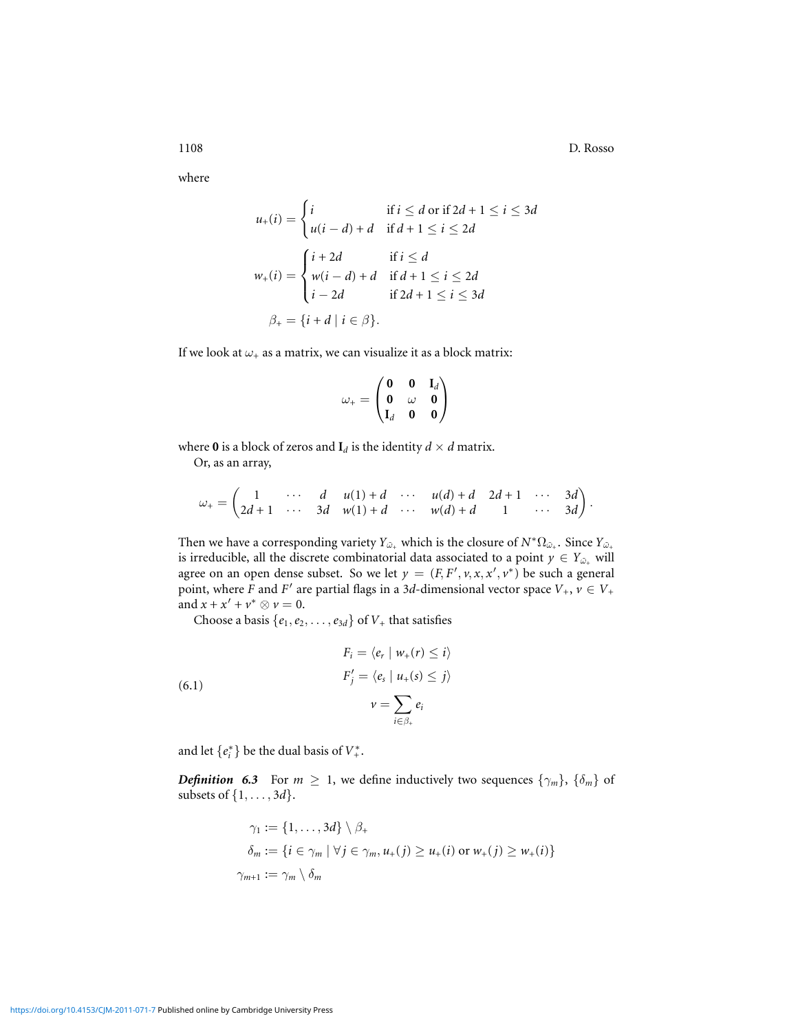where

$$u_+(i) = \begin{cases} i & \text{if } i \leq d \text{ or if } 2d+1 \leq i \leq 3d \\ u(i-d)+d & \text{if } d+1 \leq i \leq 2d \end{cases}$$

$$w_+(i) = \begin{cases} i+2d & \text{if } i \leq d \\ w(i-d)+d & \text{if } d+1 \leq i \leq 2d \\ i-2d & \text{if } 2d+1 \leq i \leq 3d \end{cases}$$

$$\beta_+ = \{i+d \mid i \in \beta\}.$$

If we look at $\omega_+$ as a matrix, we can visualize it as a block matrix:

$$\omega_+ = \begin{pmatrix} \mathbf{0} & \mathbf{0} & \mathbf{I}_d \\ \mathbf{0} & \omega & \mathbf{0} \\ \mathbf{I}_d & \mathbf{0} & \mathbf{0} \end{pmatrix}$$

where $\mathbf{0}$ is a block of zeros and $\mathbf{I}_d$ is the identity $d \times d$ matrix.

Or, as an array,

$$\omega_+ = \begin{pmatrix} 1 & \cdots & d & u(1)+d & \cdots & u(d)+d & 2d+1 & \cdots & 3d \\ 2d+1 & \cdots & 3d & w(1)+d & \cdots & w(d)+d & 1 & \cdots & 3d \end{pmatrix}.$$

Then we have a corresponding variety $Y_{\bar{\omega}_+}$ which is the closure of $N^*\Omega_{\bar{\omega}_+}$. Since $Y_{\bar{\omega}_+}$ is irreducible, all the discrete combinatorial data associated to a point $y \in Y_{\bar{\omega}_+}$ will agree on an open dense subset. So we let $y = (F, F', v, x, x', v^*)$ be such a general point, where $F$ and $F'$ are partial flags in a $3d$-dimensional vector space $V_+$, $v \in V_+$ and $x + x' + v^* \otimes v = 0$.

Choose a basis $\{e_1, e_2, \dots, e_{3d}\}$ of $V_+$ that satisfies

$$F_i = \langle e_r \mid w_+(r) \leq i \rangle$$
$$F'_j = \langle e_s \mid u_+(s) \leq j \rangle \tag{6.1}$$
$$v = \sum_{i \in \beta_+} e_i$$

and let $\{e_i^*\}$ be the dual basis of $V_+^*$.

***Definition 6.3*** For $m \geq 1$, we define inductively two sequences $\{\gamma_m\}$, $\{\delta_m\}$ of subsets of $\{1, \dots, 3d\}$.

$$\gamma_1 := \{1, \dots, 3d\} \setminus \beta_+$$
$$\delta_m := \{i \in \gamma_m \mid \forall j \in \gamma_m, u_+(j) \geq u_+(i) \text{ or } w_+(j) \geq w_+(i)\}$$
$$\gamma_{m+1} := \gamma_m \setminus \delta_m$$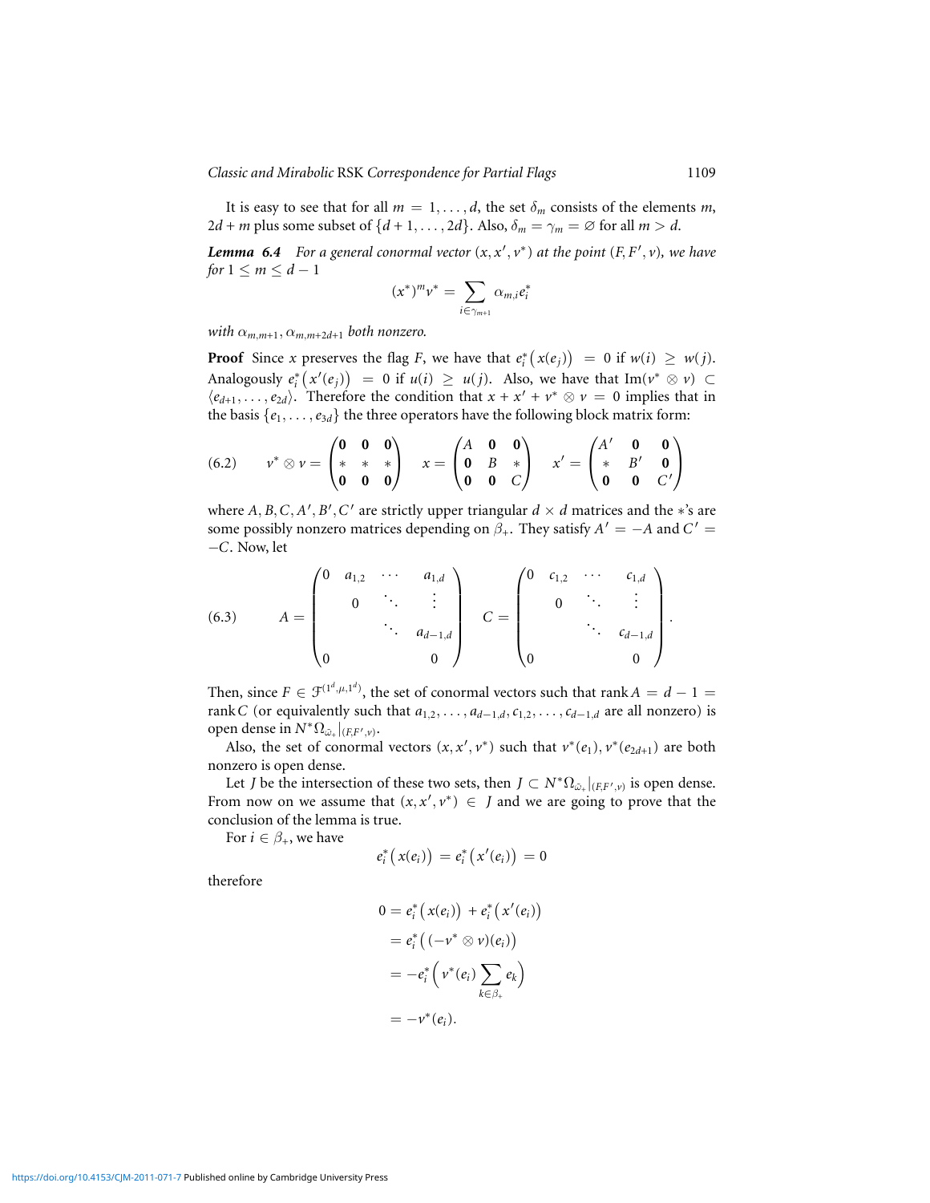It is easy to see that for all $m = 1, \ldots, d$, the set $\delta_m$ consists of the elements $m$, $2d + m$ plus some subset of $\{d+1, \ldots, 2d\}$. Also, $\delta_m = \gamma_m = \varnothing$ for all $m > d$.

***Lemma 6.4*** *For a general conormal vector $(x, x', v^*)$ at the point $(F, F', v)$, we have for $1 \leq m \leq d - 1$*

$$(x^*)^m v^* = \sum_{i \in \gamma_{m+1}} \alpha_{m,i} e_i^*$$

*with $\alpha_{m,m+1}, \alpha_{m,m+2d+1}$ both nonzero.*

**Proof** Since $x$ preserves the flag $F$, we have that $e_i^*\big(x(e_j)\big) = 0$ if $w(i) \geq w(j)$. Analogously $e_i^*\big(x'(e_j)\big) = 0$ if $u(i) \geq u(j)$. Also, we have that $\operatorname{Im}(v^* \otimes v) \subset \langle e_{d+1}, \ldots, e_{2d} \rangle$. Therefore the condition that $x + x' + v^* \otimes v = 0$ implies that in the basis $\{e_1, \ldots, e_{3d}\}$ the three operators have the following block matrix form:

$$(6.2) \qquad v^* \otimes v = \begin{pmatrix} \mathbf{0} & \mathbf{0} & \mathbf{0} \\ * & * & * \\ \mathbf{0} & \mathbf{0} & \mathbf{0} \end{pmatrix} \quad x = \begin{pmatrix} A & \mathbf{0} & \mathbf{0} \\ \mathbf{0} & B & * \\ \mathbf{0} & \mathbf{0} & C \end{pmatrix} \quad x' = \begin{pmatrix} A' & \mathbf{0} & \mathbf{0} \\ * & B' & \mathbf{0} \\ \mathbf{0} & \mathbf{0} & C' \end{pmatrix}$$

where $A, B, C, A', B', C'$ are strictly upper triangular $d \times d$ matrices and the $*$'s are some possibly nonzero matrices depending on $\beta_+$. They satisfy $A' = -A$ and $C' = -C$. Now, let

$$(6.3) \qquad A = \begin{pmatrix} 0 & a_{1,2} & \cdots & a_{1,d} \\ & 0 & \ddots & \vdots \\ & & \ddots & a_{d-1,d} \\ 0 & & & 0 \end{pmatrix} \quad C = \begin{pmatrix} 0 & c_{1,2} & \cdots & c_{1,d} \\ & 0 & \ddots & \vdots \\ & & \ddots & c_{d-1,d} \\ 0 & & & 0 \end{pmatrix}.$$

Then, since $F \in \mathcal{F}^{(1^d, \mu, 1^d)}$, the set of conormal vectors such that $\operatorname{rank} A = d - 1 = \operatorname{rank} C$ (or equivalently such that $a_{1,2}, \ldots, a_{d-1,d}, c_{1,2}, \ldots, c_{d-1,d}$ are all nonzero) is open dense in $N^*\Omega_{\bar{\omega}_+}|_{(F,F',v)}$.

Also, the set of conormal vectors $(x, x', v^*)$ such that $v^*(e_1), v^*(e_{2d+1})$ are both nonzero is open dense.

Let $J$ be the intersection of these two sets, then $J \subset N^*\Omega_{\bar{\omega}_+}|_{(F,F',v)}$ is open dense. From now on we assume that $(x, x', v^*) \in J$ and we are going to prove that the conclusion of the lemma is true.

For $i \in \beta_+$, we have

$$e_i^*\big(x(e_i)\big) = e_i^*\big(x'(e_i)\big) = 0$$

therefore

$$\begin{aligned} 0 &= e_i^*\big(x(e_i)\big) + e_i^*\big(x'(e_i)\big) \\ &= e_i^*\big((-v^* \otimes v)(e_i)\big) \\ &= -e_i^*\Big(v^*(e_i) \sum_{k \in \beta_+} e_k\Big) \\ &= -v^*(e_i). \end{aligned}$$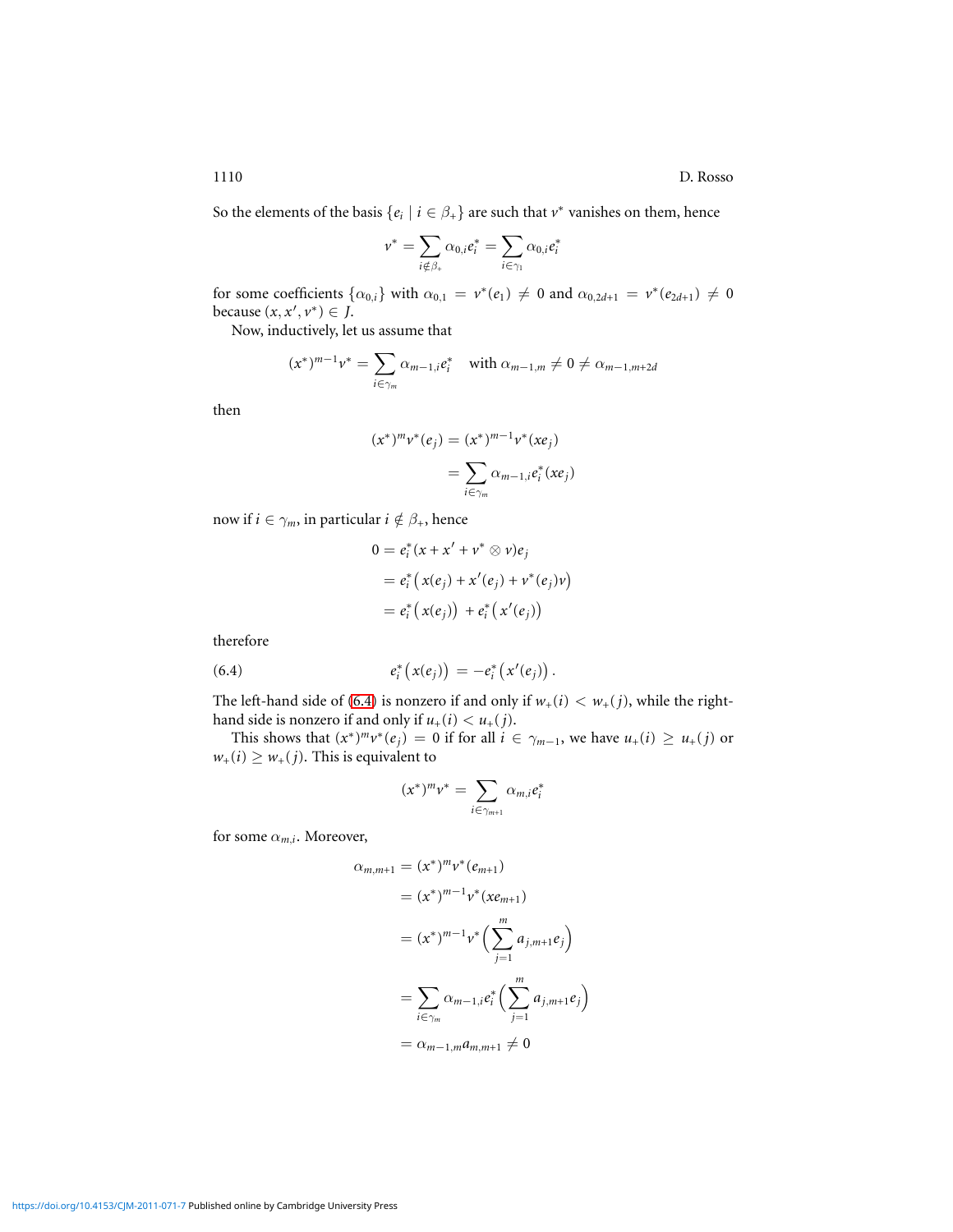So the elements of the basis $\{e_i \mid i \in \beta_+\}$ are such that $v^*$ vanishes on them, hence

$$v^* = \sum_{i \notin \beta_+} \alpha_{0,i} e_i^* = \sum_{i \in \gamma_1} \alpha_{0,i} e_i^*$$

for some coefficients $\{\alpha_{0,i}\}$ with $\alpha_{0,1} = v^*(e_1) \neq 0$ and $\alpha_{0,2d+1} = v^*(e_{2d+1}) \neq 0$ because $(x, x', v^*) \in J$.

Now, inductively, let us assume that

$$(x^*)^{m-1} v^* = \sum_{i \in \gamma_m} \alpha_{m-1,i} e_i^* \quad \text{with } \alpha_{m-1,m} \neq 0 \neq \alpha_{m-1,m+2d}$$

then

$$\begin{aligned}(x^*)^m v^*(e_j) &= (x^*)^{m-1} v^*(x e_j) \\ &= \sum_{i \in \gamma_m} \alpha_{m-1,i} e_i^*(x e_j)\end{aligned}$$

now if $i \in \gamma_m$, in particular $i \notin \beta_+$, hence

$$\begin{aligned} 0 &= e_i^*(x + x' + v^* \otimes v) e_j \\ &= e_i^*\big(x(e_j) + x'(e_j) + v^*(e_j) v\big) \\ &= e_i^*\big(x(e_j)\big) + e_i^*\big(x'(e_j)\big)\end{aligned}$$

therefore

$$e_i^*\big(x(e_j)\big) = -e_i^*\big(x'(e_j)\big). \tag{6.4}$$

The left-hand side of (6.4) is nonzero if and only if $w_+(i) < w_+(j)$, while the right-hand side is nonzero if and only if $u_+(i) < u_+(j)$.

This shows that $(x^*)^m v^*(e_j) = 0$ if for all $i \in \gamma_{m-1}$, we have $u_+(i) \geq u_+(j)$ or $w_+(i) \geq w_+(j)$. This is equivalent to

$$(x^*)^m v^* = \sum_{i \in \gamma_{m+1}} \alpha_{m,i} e_i^*$$

for some $\alpha_{m,i}$. Moreover,

$$\begin{aligned}\alpha_{m,m+1} &= (x^*)^m v^*(e_{m+1}) \\ &= (x^*)^{m-1} v^*(x e_{m+1}) \\ &= (x^*)^{m-1} v^*\Big(\sum_{j=1}^{m} a_{j,m+1} e_j\Big) \\ &= \sum_{i \in \gamma_m} \alpha_{m-1,i} e_i^*\Big(\sum_{j=1}^{m} a_{j,m+1} e_j\Big) \\ &= \alpha_{m-1,m} a_{m,m+1} \neq 0\end{aligned}$$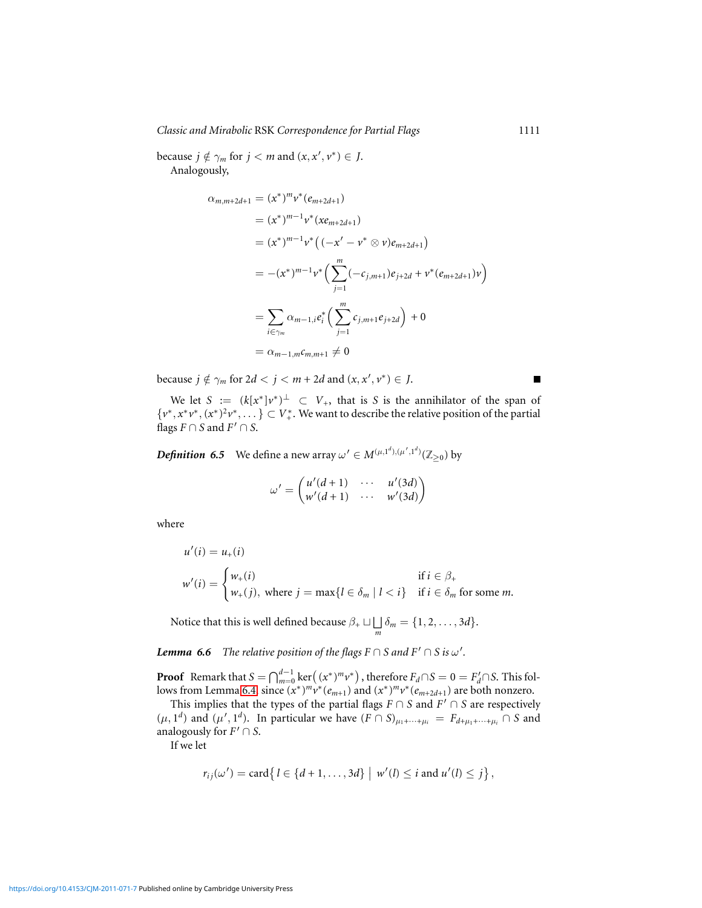because $j \notin \gamma_m$ for $j < m$ and $(x, x', v^*) \in J$.

Analogously,

$$
\begin{aligned}
\alpha_{m,m+2d+1} &= (x^*)^m v^*(e_{m+2d+1}) \\
&= (x^*)^{m-1} v^*(x e_{m+2d+1}) \\
&= (x^*)^{m-1} v^*\big((-x' - v^* \otimes v) e_{m+2d+1}\big) \\
&= -(x^*)^{m-1} v^*\Big(\sum_{j=1}^{m} (-c_{j,m+1}) e_{j+2d} + v^*(e_{m+2d+1}) v\Big) \\
&= \sum_{i \in \gamma_m} \alpha_{m-1,i} e_i^*\Big(\sum_{j=1}^{m} c_{j,m+1} e_{j+2d}\Big) + 0 \\
&= \alpha_{m-1,m} c_{m,m+1} \neq 0
\end{aligned}
$$

because $j \notin \gamma_m$ for $2d < j < m + 2d$ and $(x, x', v^*) \in J$. ∎

We let $S := (k[x^*]v^*)^\perp \subset V_+$, that is $S$ is the annihilator of the span of $\{v^*, x^* v^*, (x^*)^2 v^*, \dots\} \subset V_+^*$. We want to describe the relative position of the partial flags $F \cap S$ and $F' \cap S$.

***Definition 6.5*** We define a new array $\omega' \in M^{(\mu,1^d),(\mu',1^d)}(\mathbb{Z}_{\geq 0})$ by

$$
\omega' = \begin{pmatrix} u'(d+1) & \cdots & u'(3d) \\ w'(d+1) & \cdots & w'(3d) \end{pmatrix}
$$

where

$$
\begin{aligned}
u'(i) &= u_+(i) \\
w'(i) &= \begin{cases} w_+(i) & \text{if } i \in \beta_+ \\ w_+(j), \text{ where } j = \max\{l \in \delta_m \mid l < i\} & \text{if } i \in \delta_m \text{ for some } m. \end{cases}
\end{aligned}
$$

Notice that this is well defined because $\beta_+ \sqcup \bigsqcup_m \delta_m = \{1, 2, \dots, 3d\}$.

***Lemma 6.6*** *The relative position of the flags $F \cap S$ and $F' \cap S$ is $\omega'$.*

**Proof** Remark that $S = \bigcap_{m=0}^{d-1} \ker\big((x^*)^m v^*\big)$, therefore $F_d \cap S = 0 = F'_d \cap S$. This follows from Lemma 6.4, since $(x^*)^m v^*(e_{m+1})$ and $(x^*)^m v^*(e_{m+2d+1})$ are both nonzero.

This implies that the types of the partial flags $F \cap S$ and $F' \cap S$ are respectively $(\mu, 1^d)$ and $(\mu', 1^d)$. In particular we have $(F \cap S)_{\mu_1 + \cdots + \mu_i} = F_{d+\mu_1+\cdots+\mu_i} \cap S$ and analogously for $F' \cap S$.

If we let

$$
r_{ij}(\omega') = \operatorname{card}\big\{\, l \in \{d+1, \dots, 3d\} \;\big|\; w'(l) \leq i \text{ and } u'(l) \leq j \big\},
$$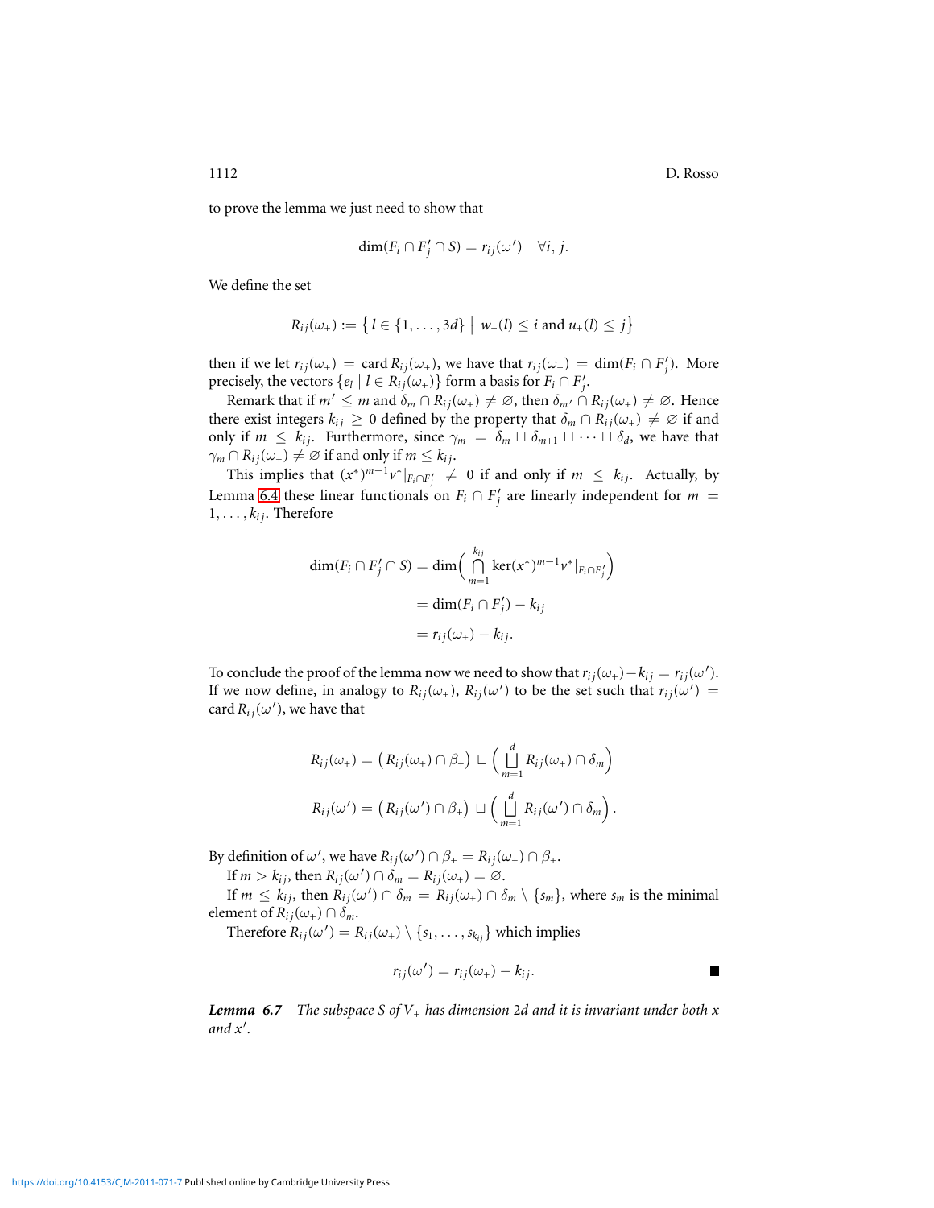to prove the lemma we just need to show that

$$\dim(F_i \cap F'_j \cap S) = r_{ij}(\omega') \quad \forall i, j.$$

We define the set

$$R_{ij}(\omega_+) := \left\{ l \in \{1, \dots, 3d\} \;\middle|\; w_+(l) \le i \text{ and } u_+(l) \le j \right\}$$

then if we let $r_{ij}(\omega_+) = \operatorname{card} R_{ij}(\omega_+)$, we have that $r_{ij}(\omega_+) = \dim(F_i \cap F'_j)$. More precisely, the vectors $\{e_l \mid l \in R_{ij}(\omega_+)\}$ form a basis for $F_i \cap F'_j$.

Remark that if $m' \le m$ and $\delta_m \cap R_{ij}(\omega_+) \ne \varnothing$, then $\delta_{m'} \cap R_{ij}(\omega_+) \ne \varnothing$. Hence there exist integers $k_{ij} \ge 0$ defined by the property that $\delta_m \cap R_{ij}(\omega_+) \ne \varnothing$ if and only if $m \le k_{ij}$. Furthermore, since $\gamma_m = \delta_m \sqcup \delta_{m+1} \sqcup \cdots \sqcup \delta_d$, we have that $\gamma_m \cap R_{ij}(\omega_+) \ne \varnothing$ if and only if $m \le k_{ij}$.

This implies that $(x^*)^{m-1} v^*|_{F_i \cap F'_j} \ne 0$ if and only if $m \le k_{ij}$. Actually, by Lemma 6.4 these linear functionals on $F_i \cap F'_j$ are linearly independent for $m = 1, \dots, k_{ij}$. Therefore

$$\begin{aligned}
\dim(F_i \cap F'_j \cap S) &= \dim\Big( \bigcap_{m=1}^{k_{ij}} \ker(x^*)^{m-1} v^*|_{F_i \cap F'_j} \Big) \\
&= \dim(F_i \cap F'_j) - k_{ij} \\
&= r_{ij}(\omega_+) - k_{ij}.
\end{aligned}$$

To conclude the proof of the lemma now we need to show that $r_{ij}(\omega_+) - k_{ij} = r_{ij}(\omega')$. If we now define, in analogy to $R_{ij}(\omega_+)$, $R_{ij}(\omega')$ to be the set such that $r_{ij}(\omega') = \operatorname{card} R_{ij}(\omega')$, we have that

$$\begin{aligned}
R_{ij}(\omega_+) &= \big( R_{ij}(\omega_+) \cap \beta_+ \big) \sqcup \Big( \bigsqcup_{m=1}^{d} R_{ij}(\omega_+) \cap \delta_m \Big) \\
R_{ij}(\omega') &= \big( R_{ij}(\omega') \cap \beta_+ \big) \sqcup \Big( \bigsqcup_{m=1}^{d} R_{ij}(\omega') \cap \delta_m \Big).
\end{aligned}$$

By definition of $\omega'$, we have $R_{ij}(\omega') \cap \beta_+ = R_{ij}(\omega_+) \cap \beta_+$.

If $m > k_{ij}$, then $R_{ij}(\omega') \cap \delta_m = R_{ij}(\omega_+) = \varnothing$.

If $m \le k_{ij}$, then $R_{ij}(\omega') \cap \delta_m = R_{ij}(\omega_+) \cap \delta_m \setminus \{s_m\}$, where $s_m$ is the minimal element of $R_{ij}(\omega_+) \cap \delta_m$.

Therefore $R_{ij}(\omega') = R_{ij}(\omega_+) \setminus \{s_1, \dots, s_{k_{ij}}\}$ which implies

$$r_{ij}(\omega') = r_{ij}(\omega_+) - k_{ij}. \qquad \blacksquare$$

***Lemma 6.7*** *The subspace $S$ of $V_+$ has dimension $2d$ and it is invariant under both $x$ and $x'$.*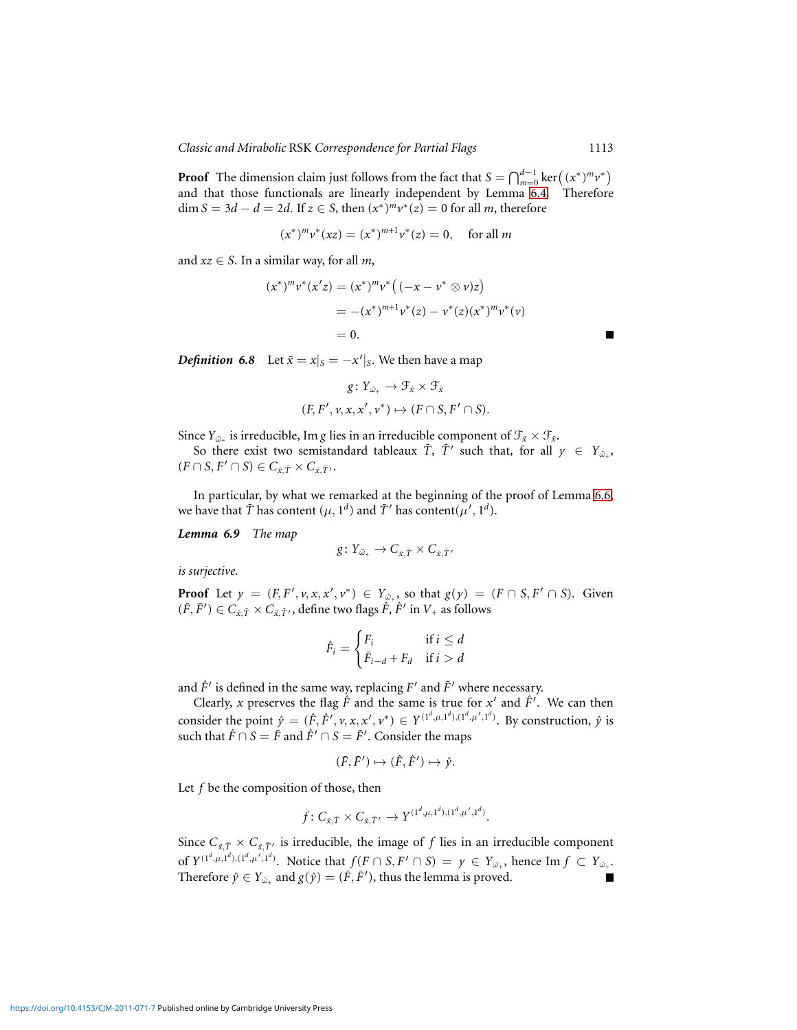**Proof** The dimension claim just follows from the fact that $S = \bigcap_{m=0}^{d-1} \ker\big((x^*)^m v^*\big)$ and that those functionals are linearly independent by Lemma 6.4. Therefore $\dim S = 3d - d = 2d$. If $z \in S$, then $(x^*)^m v^*(z) = 0$ for all $m$, therefore

$$(x^*)^m v^*(xz) = (x^*)^{m+1} v^*(z) = 0, \quad \text{for all } m$$

and $xz \in S$. In a similar way, for all $m$,

$$\begin{aligned}(x^*)^m v^*(x'z) &= (x^*)^m v^*\big((-x - v^* \otimes v)z\big) \\ &= -(x^*)^{m+1} v^*(z) - v^*(z)(x^*)^m v^*(v) \\ &= 0.\end{aligned}$$

■

***Definition 6.8*** Let $\bar{x} = x|_S = -x'|_S$. We then have a map

$$\begin{aligned} g\colon Y_{\bar{\omega}_+} &\to \mathcal{F}_{\bar{x}} \times \mathcal{F}_{\bar{x}} \\ (F, F', v, x, x', v^*) &\mapsto (F \cap S, F' \cap S). \end{aligned}$$

Since $Y_{\bar{\omega}_+}$ is irreducible, $\operatorname{Im} g$ lies in an irreducible component of $\mathcal{F}_{\bar{x}} \times \mathcal{F}_{\bar{x}}$.

So there exist two semistandard tableaux $\bar{T}$, $\bar{T}'$ such that, for all $y \in Y_{\bar{\omega}_+}$, $(F \cap S, F' \cap S) \in C_{\bar{x},\bar{T}} \times C_{\bar{x},\bar{T}'}$.

In particular, by what we remarked at the beginning of the proof of Lemma 6.6, we have that $\bar{T}$ has content $(\mu, 1^d)$ and $\bar{T}'$ has content$(\mu', 1^d)$.

***Lemma 6.9*** *The map*

$$g\colon Y_{\bar{\omega}_+} \to C_{\bar{x},\bar{T}} \times C_{\bar{x},\bar{T}'}$$

*is surjective.*

**Proof** Let $y = (F, F', v, x, x', v^*) \in Y_{\bar{\omega}_+}$, so that $g(y) = (F \cap S, F' \cap S)$. Given $(\bar{F}, \bar{F}') \in C_{\bar{x},\bar{T}} \times C_{\bar{x},\bar{T}'}$, define two flags $\hat{F}, \hat{F}'$ in $V_+$ as follows

$$\hat{F}_i = \begin{cases} F_i & \text{if } i \le d \\ \bar{F}_{i-d} + F_d & \text{if } i > d \end{cases}$$

and $\hat{F}'$ is defined in the same way, replacing $F'$ and $\bar{F}'$ where necessary.

Clearly, $x$ preserves the flag $\hat{F}$ and the same is true for $x'$ and $\hat{F}'$. We can then consider the point $\hat{y} = (\hat{F}, \hat{F}', v, x, x', v^*) \in Y^{(1^d,\mu,1^d),(1^d,\mu',1^d)}$. By construction, $\hat{y}$ is such that $\hat{F} \cap S = \bar{F}$ and $\hat{F}' \cap S = \bar{F}'$. Consider the maps

$$(\bar{F}, \bar{F}') \mapsto (\hat{F}, \hat{F}') \mapsto \hat{y}.$$

Let $f$ be the composition of those, then

$$f\colon C_{\bar{x},\bar{T}} \times C_{\bar{x},\bar{T}'} \to Y^{(1^d,\mu,1^d),(1^d,\mu',1^d)}.$$

Since $C_{\bar{x},\bar{T}} \times C_{\bar{x},\bar{T}'}$ is irreducible, the image of $f$ lies in an irreducible component of $Y^{(1^d,\mu,1^d),(1^d,\mu',1^d)}$. Notice that $f(F \cap S, F' \cap S) = y \in Y_{\bar{\omega}_+}$, hence $\operatorname{Im} f \subset Y_{\bar{\omega}_+}$. Therefore $\hat{y} \in Y_{\bar{\omega}_+}$ and $g(\hat{y}) = (\bar{F}, \bar{F}')$, thus the lemma is proved. ■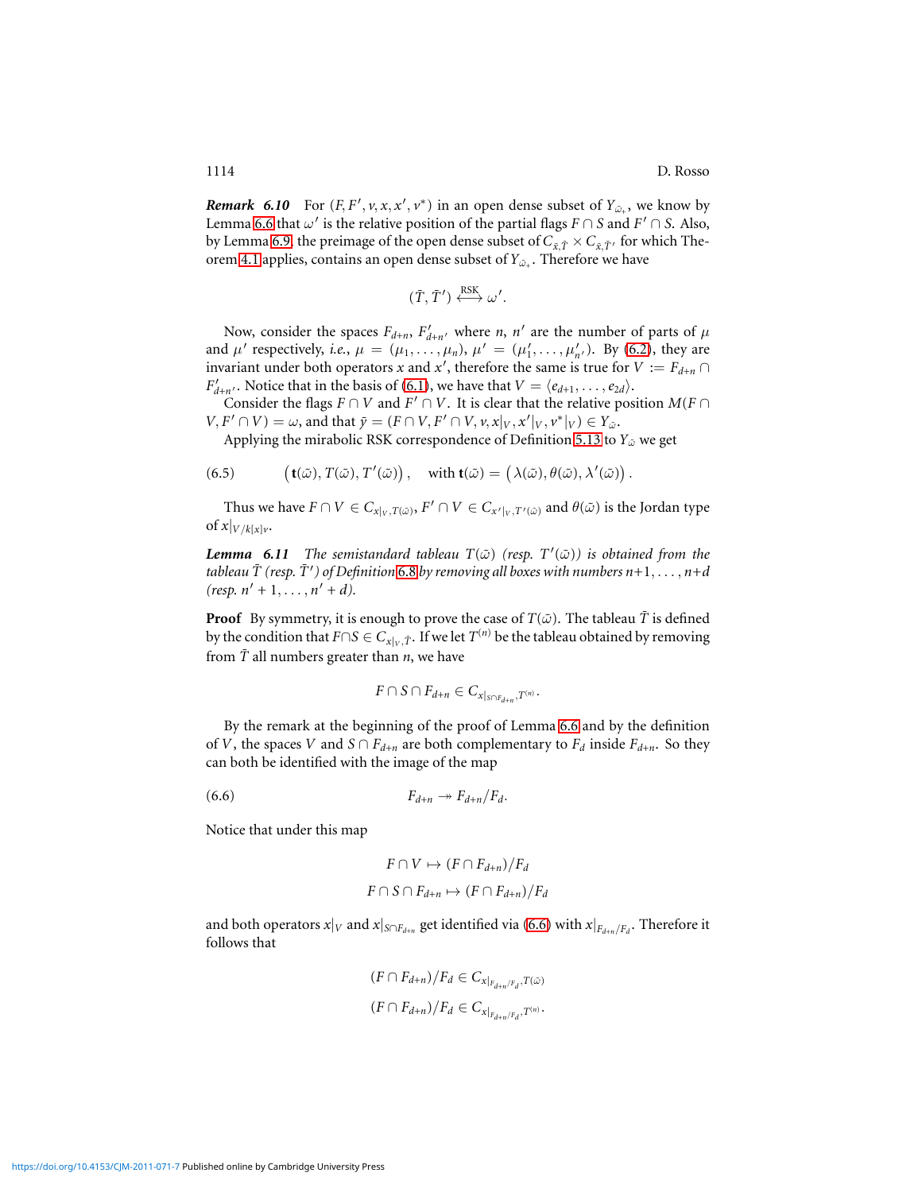***Remark 6.10*** For $(F, F', v, x, x', v^*)$ in an open dense subset of $Y_{\bar{\omega}_+}$, we know by Lemma 6.6 that $\omega'$ is the relative position of the partial flags $F \cap S$ and $F' \cap S$. Also, by Lemma 6.9, the preimage of the open dense subset of $C_{\bar{x},\bar{T}} \times C_{\bar{x},\bar{T}'}$ for which Theorem 4.1 applies, contains an open dense subset of $Y_{\bar{\omega}_+}$. Therefore we have

$$(\bar{T}, \bar{T}') \overset{\text{RSK}}{\longleftrightarrow} \omega'.$$

Now, consider the spaces $F_{d+n}$, $F'_{d+n'}$ where $n$, $n'$ are the number of parts of $\mu$ and $\mu'$ respectively, *i.e.*, $\mu = (\mu_1, \dots, \mu_n)$, $\mu' = (\mu'_1, \dots, \mu'_{n'})$. By (6.2), they are invariant under both operators $x$ and $x'$, therefore the same is true for $V := F_{d+n} \cap F'_{d+n'}$. Notice that in the basis of (6.1), we have that $V = \langle e_{d+1}, \dots, e_{2d} \rangle$.

Consider the flags $F \cap V$ and $F' \cap V$. It is clear that the relative position $M(F \cap V, F' \cap V) = \omega$, and that $\bar{y} = (F \cap V, F' \cap V, v, x|_V, x'|_V, v^*|_V) \in Y_{\bar{\omega}}$.

Applying the mirabolic RSK correspondence of Definition 5.13 to $Y_{\bar{\omega}}$ we get

$$\left(\mathbf{t}(\bar{\omega}), T(\bar{\omega}), T'(\bar{\omega})\right), \quad \text{with } \mathbf{t}(\bar{\omega}) = \left(\lambda(\bar{\omega}), \theta(\bar{\omega}), \lambda'(\bar{\omega})\right). \tag{6.5}$$

Thus we have $F \cap V \in C_{x|_V, T(\bar{\omega})}$, $F' \cap V \in C_{x'|_V, T'(\bar{\omega})}$ and $\theta(\bar{\omega})$ is the Jordan type of $x|_{V/k[x]v}$.

***Lemma 6.11*** *The semistandard tableau $T(\bar{\omega})$ (resp. $T'(\bar{\omega})$) is obtained from the tableau $\bar{T}$ (resp. $\bar{T}'$) of Definition 6.8 by removing all boxes with numbers $n+1, \dots, n+d$ (resp. $n'+1, \dots, n'+d$).*

**Proof** By symmetry, it is enough to prove the case of $T(\bar{\omega})$. The tableau $\bar{T}$ is defined by the condition that $F \cap S \in C_{x|_V, \bar{T}}$. If we let $T^{(n)}$ be the tableau obtained by removing from $\bar{T}$ all numbers greater than $n$, we have

$$F \cap S \cap F_{d+n} \in C_{x|_{S \cap F_{d+n}}, T^{(n)}}.$$

By the remark at the beginning of the proof of Lemma 6.6 and by the definition of $V$, the spaces $V$ and $S \cap F_{d+n}$ are both complementary to $F_d$ inside $F_{d+n}$. So they can both be identified with the image of the map

$$F_{d+n} \twoheadrightarrow F_{d+n}/F_d. \tag{6.6}$$

Notice that under this map

$$F \cap V \mapsto (F \cap F_{d+n})/F_d$$
$$F \cap S \cap F_{d+n} \mapsto (F \cap F_{d+n})/F_d$$

and both operators $x|_V$ and $x|_{S \cap F_{d+n}}$ get identified via (6.6) with $x|_{F_{d+n}/F_d}$. Therefore it follows that

$$(F \cap F_{d+n})/F_d \in C_{x|_{F_{d+n}/F_d}, T(\bar{\omega})}$$
$$(F \cap F_{d+n})/F_d \in C_{x|_{F_{d+n}/F_d}, T^{(n)}}.$$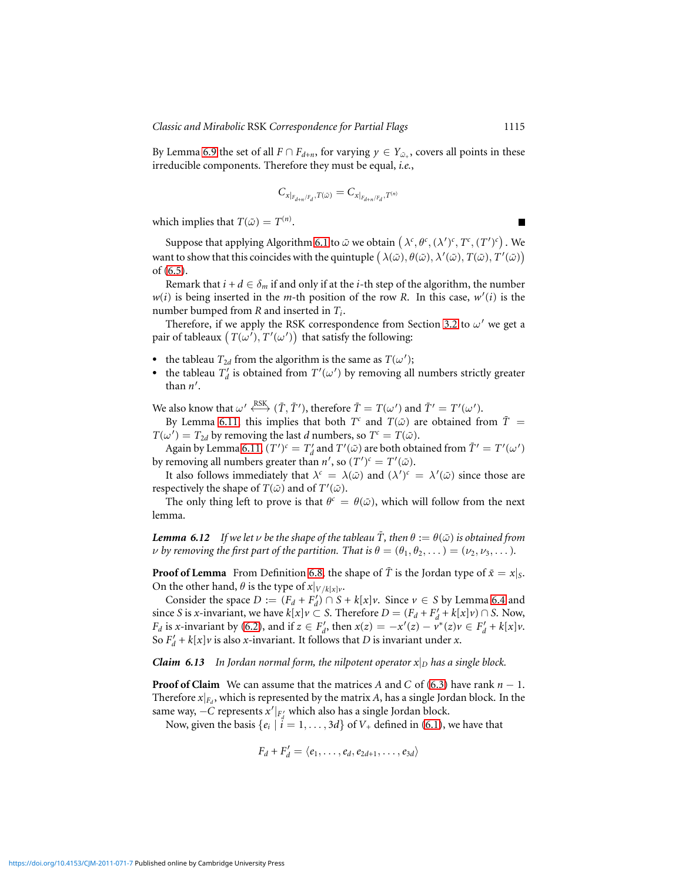By Lemma 6.9 the set of all $F \cap F_{d+n}$, for varying $y \in Y_{\bar{\omega}_+}$, covers all points in these irreducible components. Therefore they must be equal, *i.e.*,

$$C_{x|_{F_{d+n}/F_d}, T(\bar{\omega})} = C_{x|_{F_{d+n}/F_d}, T^{(n)}}$$

which implies that $T(\bar{\omega}) = T^{(n)}$. ■

Suppose that applying Algorithm 6.1 to $\bar{\omega}$ we obtain $\left(\lambda^c, \theta^c, (\lambda')^c, T^c, (T')^c\right)$. We want to show that this coincides with the quintuple $\left(\lambda(\bar{\omega}), \theta(\bar{\omega}), \lambda'(\bar{\omega}), T(\bar{\omega}), T'(\bar{\omega})\right)$ of (6.5).

Remark that $i + d \in \delta_m$ if and only if at the $i$-th step of the algorithm, the number $w(i)$ is being inserted in the $m$-th position of the row $R$. In this case, $w'(i)$ is the number bumped from $R$ and inserted in $T_i$.

Therefore, if we apply the RSK correspondence from Section 3.2 to $\omega'$ we get a pair of tableaux $\left(T(\omega'), T'(\omega')\right)$ that satisfy the following:

- the tableau $T_{2d}$ from the algorithm is the same as $T(\omega')$;
- the tableau $T'_d$ is obtained from $T'(\omega')$ by removing all numbers strictly greater than $n'$.

We also know that $\omega' \overset{\text{RSK}}{\longleftrightarrow} (\bar{T}, \bar{T}')$, therefore $\bar{T} = T(\omega')$ and $\bar{T}' = T'(\omega')$.

By Lemma 6.11, this implies that both $T^c$ and $T(\bar{\omega})$ are obtained from $\bar{T} = T(\omega') = T_{2d}$ by removing the last $d$ numbers, so $T^c = T(\bar{\omega})$.

Again by Lemma 6.11, $(T')^c = T'_d$ and $T'(\bar{\omega})$ are both obtained from $\bar{T}' = T'(\omega')$ by removing all numbers greater than $n'$, so $(T')^c = T'(\bar{\omega})$.

It also follows immediately that $\lambda^c = \lambda(\bar{\omega})$ and $(\lambda')^c = \lambda'(\bar{\omega})$ since those are respectively the shape of $T(\bar{\omega})$ and of $T'(\bar{\omega})$.

The only thing left to prove is that $\theta^c = \theta(\bar{\omega})$, which will follow from the next lemma.

***Lemma 6.12*** *If we let $\nu$ be the shape of the tableau $\bar{T}$, then $\theta := \theta(\bar{\omega})$ is obtained from $\nu$ by removing the first part of the partition. That is $\theta = (\theta_1, \theta_2, \dots) = (\nu_2, \nu_3, \dots)$.*

**Proof of Lemma** From Definition 6.8, the shape of $\bar{T}$ is the Jordan type of $\bar{x} = x|_S$. On the other hand, $\theta$ is the type of $x|_{V/k[x]v}$.

Consider the space $D := (F_d + F'_d) \cap S + k[x]v$. Since $v \in S$ by Lemma 6.4 and since $S$ is $x$-invariant, we have $k[x]v \subset S$. Therefore $D = (F_d + F'_d + k[x]v) \cap S$. Now, $F_d$ is $x$-invariant by (6.2), and if $z \in F'_d$, then $x(z) = -x'(z) - v^*(z)v \in F'_d + k[x]v$. So $F'_d + k[x]v$ is also $x$-invariant. It follows that $D$ is invariant under $x$.

***Claim 6.13*** *In Jordan normal form, the nilpotent operator $x|_D$ has a single block.*

**Proof of Claim** We can assume that the matrices $A$ and $C$ of (6.3) have rank $n - 1$. Therefore $x|_{F_d}$, which is represented by the matrix $A$, has a single Jordan block. In the same way, $-C$ represents $x'|_{F'_d}$ which also has a single Jordan block.

Now, given the basis $\{e_i \mid i = 1, \dots, 3d\}$ of $V_+$ defined in (6.1), we have that

$$F_d + F'_d = \langle e_1, \dots, e_d, e_{2d+1}, \dots, e_{3d} \rangle$$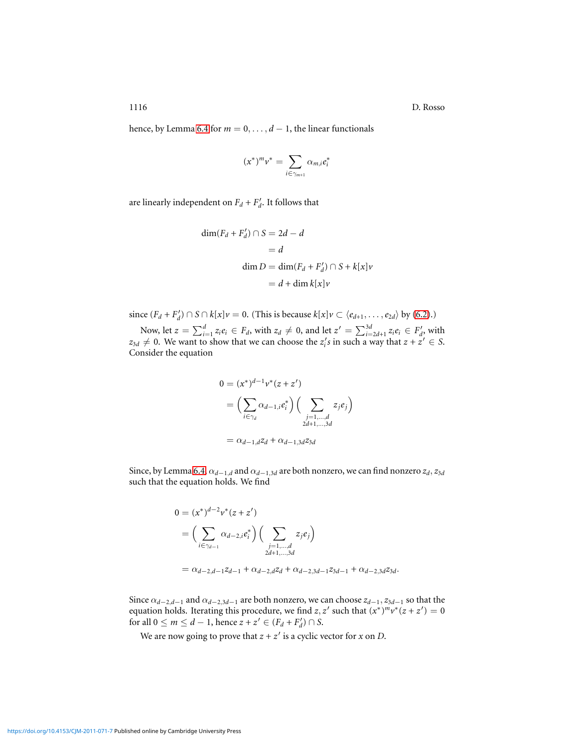hence, by Lemma 6.4 for $m = 0, \dots, d-1$, the linear functionals

$$(x^*)^m v^* = \sum_{i \in \gamma_{m+1}} \alpha_{m,i} e_i^*$$

are linearly independent on $F_d + F'_d$. It follows that

$$\begin{aligned}
\dim(F_d + F'_d) \cap S &= 2d - d \\
&= d \\
\dim D &= \dim(F_d + F'_d) \cap S + k[x]v \\
&= d + \dim k[x]v
\end{aligned}$$

since $(F_d + F'_d) \cap S \cap k[x]v = 0$. (This is because $k[x]v \subset \langle e_{d+1}, \dots, e_{2d} \rangle$ by (6.2).)

Now, let $z = \sum_{i=1}^{d} z_i e_i \in F_d$, with $z_d \neq 0$, and let $z' = \sum_{i=2d+1}^{3d} z_i e_i \in F'_d$, with $z_{3d} \neq 0$. We want to show that we can choose the $z_i'$s in such a way that $z + z' \in S$. Consider the equation

$$\begin{aligned}
0 &= (x^*)^{d-1} v^*(z + z') \\
&= \Big( \sum_{i \in \gamma_d} \alpha_{d-1,i} e_i^* \Big) \Big( \sum_{\substack{j=1,\dots,d \\ 2d+1,\dots,3d}} z_j e_j \Big) \\
&= \alpha_{d-1,d} z_d + \alpha_{d-1,3d} z_{3d}
\end{aligned}$$

Since, by Lemma 6.4, $\alpha_{d-1,d}$ and $\alpha_{d-1,3d}$ are both nonzero, we can find nonzero $z_d, z_{3d}$ such that the equation holds. We find

$$\begin{aligned}
0 &= (x^*)^{d-2} v^*(z + z') \\
&= \Big( \sum_{i \in \gamma_{d-1}} \alpha_{d-2,i} e_i^* \Big) \Big( \sum_{\substack{j=1,\dots,d \\ 2d+1,\dots,3d}} z_j e_j \Big) \\
&= \alpha_{d-2,d-1} z_{d-1} + \alpha_{d-2,d} z_d + \alpha_{d-2,3d-1} z_{3d-1} + \alpha_{d-2,3d} z_{3d}.
\end{aligned}$$

Since $\alpha_{d-2,d-1}$ and $\alpha_{d-2,3d-1}$ are both nonzero, we can choose $z_{d-1}, z_{3d-1}$ so that the equation holds. Iterating this procedure, we find $z, z'$ such that $(x^*)^m v^*(z + z') = 0$ for all $0 \leq m \leq d-1$, hence $z + z' \in (F_d + F'_d) \cap S$.

We are now going to prove that $z + z'$ is a cyclic vector for $x$ on $D$.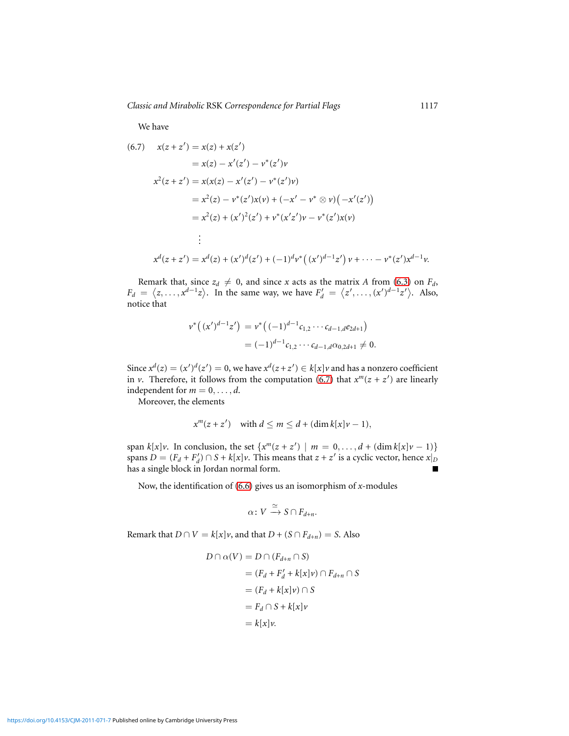We have

$$
\begin{aligned}
(6.7)\qquad x(z+z') &= x(z) + x(z') \\
&= x(z) - x'(z') - v^*(z')v \\
x^2(z+z') &= x(x(z) - x'(z') - v^*(z')v) \\
&= x^2(z) - v^*(z')x(v) + (-x' - v^* \otimes v)\big(-x'(z')\big) \\
&= x^2(z) + (x')^2(z') + v^*(x'z')v - v^*(z')x(v) \\
&\ \ \vdots \\
x^d(z+z') &= x^d(z) + (x')^d(z') + (-1)^d v^*\big((x')^{d-1}z'\big)\,v + \cdots - v^*(z')x^{d-1}v.
\end{aligned}
$$

Remark that, since $z_d \neq 0$, and since $x$ acts as the matrix $A$ from (6.3) on $F_d$, $F_d = \langle z, \dots, x^{d-1}z\rangle$. In the same way, we have $F'_d = \langle z', \dots, (x')^{d-1}z'\rangle$. Also, notice that

$$
\begin{aligned}
v^*\big((x')^{d-1}z'\big) &= v^*\big((-1)^{d-1}c_{1,2}\cdots c_{d-1,d}e_{2d+1}\big) \\
&= (-1)^{d-1}c_{1,2}\cdots c_{d-1,d}\alpha_{0,2d+1} \neq 0.
\end{aligned}
$$

Since $x^d(z) = (x')^d(z') = 0$, we have $x^d(z+z') \in k[x]v$ and has a nonzero coefficient in $v$. Therefore, it follows from the computation (6.7) that $x^m(z+z')$ are linearly independent for $m = 0, \dots, d$.

Moreover, the elements

$$
x^m(z+z') \quad \text{with } d \le m \le d + (\dim k[x]v - 1),
$$

span $k[x]v$. In conclusion, the set $\{x^m(z+z') \mid m = 0, \dots, d + (\dim k[x]v - 1)\}$ spans $D = (F_d + F'_d) \cap S + k[x]v$. This means that $z + z'$ is a cyclic vector, hence $x|_D$ has a single block in Jordan normal form. ∎

Now, the identification of (6.6) gives us an isomorphism of $x$-modules

$$
\alpha\colon V \xrightarrow{\simeq} S \cap F_{d+n}.
$$

Remark that $D \cap V = k[x]v$, and that $D + (S \cap F_{d+n}) = S$. Also

$$
\begin{aligned}
D \cap \alpha(V) &= D \cap (F_{d+n} \cap S) \\
&= (F_d + F'_d + k[x]v) \cap F_{d+n} \cap S \\
&= (F_d + k[x]v) \cap S \\
&= F_d \cap S + k[x]v \\
&= k[x]v.
\end{aligned}
$$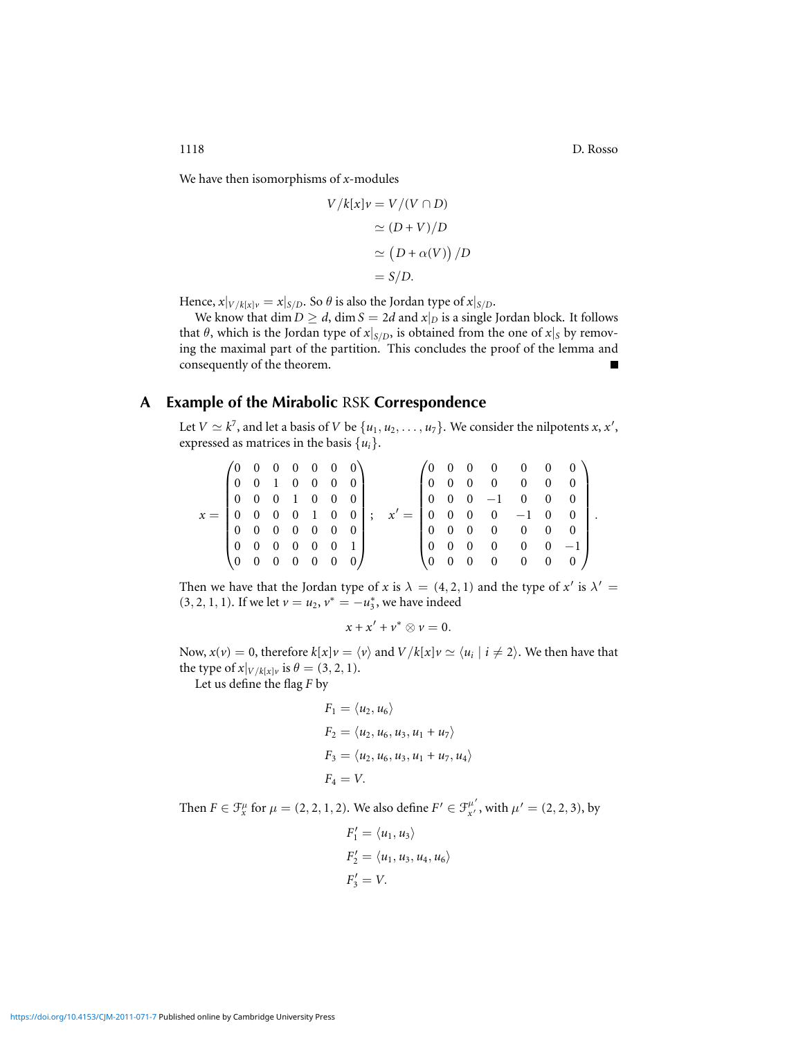We have then isomorphisms of $x$-modules

$$
\begin{aligned}
V/k[x]v &= V/(V \cap D) \\
&\simeq (D + V)/D \\
&\simeq \big(D + \alpha(V)\big)/D \\
&= S/D.
\end{aligned}
$$

Hence, $x|_{V/k[x]v} = x|_{S/D}$. So $\theta$ is also the Jordan type of $x|_{S/D}$.

We know that $\dim D \geq d$, $\dim S = 2d$ and $x|_D$ is a single Jordan block. It follows that $\theta$, which is the Jordan type of $x|_{S/D}$, is obtained from the one of $x|_S$ by removing the maximal part of the partition. This concludes the proof of the lemma and consequently of the theorem. ∎

## A Example of the Mirabolic RSK Correspondence

Let $V \simeq k^7$, and let a basis of $V$ be $\{u_1, u_2, \ldots, u_7\}$. We consider the nilpotents $x, x'$, expressed as matrices in the basis $\{u_i\}$.

$$
x = \begin{pmatrix}
0 & 0 & 0 & 0 & 0 & 0 & 0 \\
0 & 0 & 1 & 0 & 0 & 0 & 0 \\
0 & 0 & 0 & 1 & 0 & 0 & 0 \\
0 & 0 & 0 & 0 & 1 & 0 & 0 \\
0 & 0 & 0 & 0 & 0 & 0 & 0 \\
0 & 0 & 0 & 0 & 0 & 0 & 1 \\
0 & 0 & 0 & 0 & 0 & 0 & 0
\end{pmatrix}; \quad
x' = \begin{pmatrix}
0 & 0 & 0 & 0 & 0 & 0 & 0 \\
0 & 0 & 0 & 0 & 0 & 0 & 0 \\
0 & 0 & 0 & -1 & 0 & 0 & 0 \\
0 & 0 & 0 & 0 & -1 & 0 & 0 \\
0 & 0 & 0 & 0 & 0 & 0 & 0 \\
0 & 0 & 0 & 0 & 0 & 0 & -1 \\
0 & 0 & 0 & 0 & 0 & 0 & 0
\end{pmatrix}.
$$

Then we have that the Jordan type of $x$ is $\lambda = (4, 2, 1)$ and the type of $x'$ is $\lambda' = (3, 2, 1, 1)$. If we let $v = u_2$, $v^* = -u_3^*$, we have indeed

$$
x + x' + v^* \otimes v = 0.
$$

Now, $x(v) = 0$, therefore $k[x]v = \langle v \rangle$ and $V/k[x]v \simeq \langle u_i \mid i \neq 2 \rangle$. We then have that the type of $x|_{V/k[x]v}$ is $\theta = (3, 2, 1)$.

Let us define the flag $F$ by

$$
\begin{aligned}
F_1 &= \langle u_2, u_6 \rangle \\
F_2 &= \langle u_2, u_6, u_3, u_1 + u_7 \rangle \\
F_3 &= \langle u_2, u_6, u_3, u_1 + u_7, u_4 \rangle \\
F_4 &= V.
\end{aligned}
$$

Then $F \in \mathcal{F}_x^\mu$ for $\mu = (2, 2, 1, 2)$. We also define $F' \in \mathcal{F}_{x'}^{\mu'}$, with $\mu' = (2, 2, 3)$, by

$$
\begin{aligned}
F'_1 &= \langle u_1, u_3 \rangle \\
F'_2 &= \langle u_1, u_3, u_4, u_6 \rangle \\
F'_3 &= V.
\end{aligned}
$$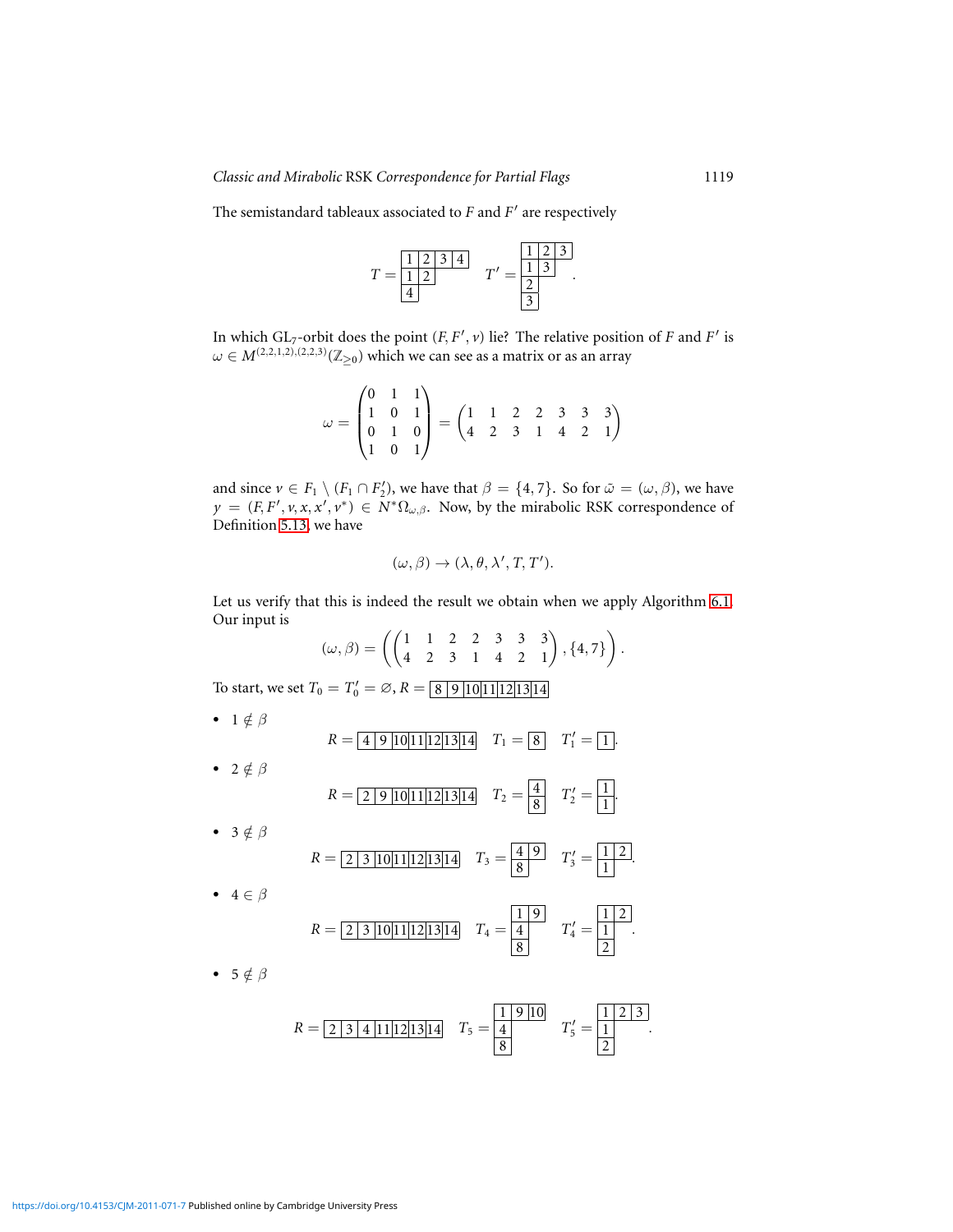The semistandard tableaux associated to $F$ and $F'$ are respectively

$$T = \begin{array}{|c|c|c|c|}\hline 1 & 2 & 3 & 4 \\ \hline 1 & 2 \\ \cline{1-2} 4 \\ \cline{1-1}\end{array} \quad T' = \begin{array}{|c|c|c|}\hline 1 & 2 & 3 \\ \hline 1 & 3 \\ \cline{1-2} 2 \\ \cline{1-1} 3 \\ \cline{1-1}\end{array}.$$

In which $\mathrm{GL}_7$-orbit does the point $(F, F', v)$ lie? The relative position of $F$ and $F'$ is $\omega \in M^{(2,2,1,2),(2,2,3)}(\mathbb{Z}_{\geq 0})$ which we can see as a matrix or as an array

$$\omega = \begin{pmatrix} 0 & 1 & 1 \\ 1 & 0 & 1 \\ 0 & 1 & 0 \\ 1 & 0 & 1 \end{pmatrix} = \begin{pmatrix} 1 & 1 & 2 & 2 & 3 & 3 & 3 \\ 4 & 2 & 3 & 1 & 4 & 2 & 1 \end{pmatrix}$$

and since $v \in F_1 \setminus (F_1 \cap F_2')$, we have that $\beta = \{4, 7\}$. So for $\tilde{\omega} = (\omega, \beta)$, we have $y = (F, F', v, x, x', v^*) \in N^*\Omega_{\omega,\beta}$. Now, by the mirabolic RSK correspondence of Definition 5.13, we have

$$(\omega, \beta) \to (\lambda, \theta, \lambda', T, T').$$

Let us verify that this is indeed the result we obtain when we apply Algorithm 6.1. Our input is

$$(\omega, \beta) = \left( \begin{pmatrix} 1 & 1 & 2 & 2 & 3 & 3 & 3 \\ 4 & 2 & 3 & 1 & 4 & 2 & 1 \end{pmatrix}, \{4, 7\} \right).$$

To start, we set $T_0 = T_0' = \varnothing$, $R = \begin{array}{|c|c|c|c|c|c|c|}\hline 8 & 9 & 10 & 11 & 12 & 13 & 14 \\ \hline\end{array}$

- $1 \notin \beta$

$$R = \begin{array}{|c|c|c|c|c|c|c|}\hline 4 & 9 & 10 & 11 & 12 & 13 & 14 \\ \hline\end{array} \quad T_1 = \begin{array}{|c|}\hline 8 \\ \hline\end{array} \quad T_1' = \begin{array}{|c|}\hline 1 \\ \hline\end{array}.$$

- $2 \notin \beta$

$$R = \begin{array}{|c|c|c|c|c|c|c|}\hline 2 & 9 & 10 & 11 & 12 & 13 & 14 \\ \hline\end{array} \quad T_2 = \begin{array}{|c|}\hline 4 \\ \hline 8 \\ \hline\end{array} \quad T_2' = \begin{array}{|c|}\hline 1 \\ \hline 1 \\ \hline\end{array}.$$

- $3 \notin \beta$

$$R = \begin{array}{|c|c|c|c|c|c|c|}\hline 2 & 3 & 10 & 11 & 12 & 13 & 14 \\ \hline\end{array} \quad T_3 = \begin{array}{|c|c|}\hline 4 & 9 \\ \hline 8 \\ \cline{1-1}\end{array} \quad T_3' = \begin{array}{|c|c|}\hline 1 & 2 \\ \hline 1 \\ \cline{1-1}\end{array}.$$

- $4 \in \beta$

$$R = \begin{array}{|c|c|c|c|c|c|c|}\hline 2 & 3 & 10 & 11 & 12 & 13 & 14 \\ \hline\end{array} \quad T_4 = \begin{array}{|c|c|}\hline 1 & 9 \\ \hline 4 \\ \cline{1-1} 8 \\ \cline{1-1}\end{array} \quad T_4' = \begin{array}{|c|c|}\hline 1 & 2 \\ \hline 1 \\ \cline{1-1} 2 \\ \cline{1-1}\end{array}.$$

- $5 \notin \beta$

$$R = \begin{array}{|c|c|c|c|c|c|c|}\hline 2 & 3 & 4 & 11 & 12 & 13 & 14 \\ \hline\end{array} \quad T_5 = \begin{array}{|c|c|c|}\hline 1 & 9 & 10 \\ \hline 4 \\ \cline{1-1} 8 \\ \cline{1-1}\end{array} \quad T_5' = \begin{array}{|c|c|c|}\hline 1 & 2 & 3 \\ \hline 1 \\ \cline{1-1} 2 \\ \cline{1-1}\end{array}.$$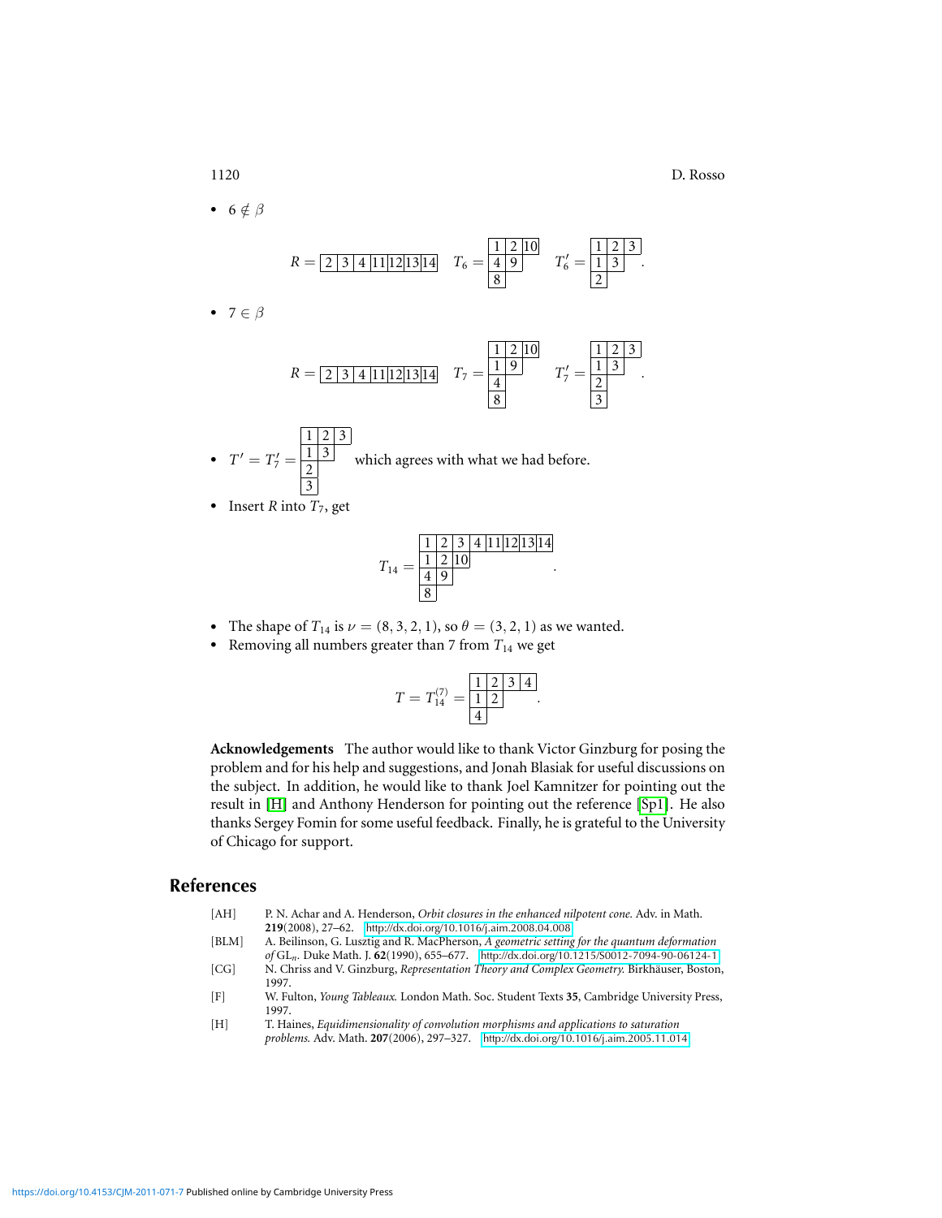- $6 \notin \beta$

$$R = \begin{array}{|c|c|c|c|c|c|c|}\hline 2&3&4&11&12&13&14\\\hline\end{array} \quad T_6 = \begin{array}{|c|c|c|}\hline 1&2&10\\\hline 4&9\\\cline{1-2} 8\\\cline{1-1}\end{array} \quad T_6' = \begin{array}{|c|c|c|}\hline 1&2&3\\\hline 1&3\\\cline{1-2} 2\\\cline{1-1}\end{array}.$$

- $7 \in \beta$

$$R = \begin{array}{|c|c|c|c|c|c|c|}\hline 2&3&4&11&12&13&14\\\hline\end{array} \quad T_7 = \begin{array}{|c|c|c|}\hline 1&2&10\\\hline 1&9\\\cline{1-2} 4\\\cline{1-1} 8\\\cline{1-1}\end{array} \quad T_7' = \begin{array}{|c|c|c|}\hline 1&2&3\\\hline 1&3\\\cline{1-2} 2\\\cline{1-1} 3\\\cline{1-1}\end{array}.$$

- $T' = T_7' = \begin{array}{|c|c|c|}\hline 1&2&3\\\hline 1&3\\\cline{1-2} 2\\\cline{1-1} 3\\\cline{1-1}\end{array}$ which agrees with what we had before.
- Insert $R$ into $T_7$, get

$$T_{14} = \begin{array}{|c|c|c|c|c|c|c|c|}\hline 1&2&3&4&11&12&13&14\\\hline 1&2&10\\\cline{1-3} 4&9\\\cline{1-2} 8\\\cline{1-1}\end{array}.$$

- The shape of $T_{14}$ is $\nu = (8, 3, 2, 1)$, so $\theta = (3, 2, 1)$ as we wanted.
- Removing all numbers greater than 7 from $T_{14}$ we get

$$T = T_{14}^{(7)} = \begin{array}{|c|c|c|c|}\hline 1&2&3&4\\\hline 1&2\\\cline{1-2} 4\\\cline{1-1}\end{array}.$$

**Acknowledgements** The author would like to thank Victor Ginzburg for posing the problem and for his help and suggestions, and Jonah Blasiak for useful discussions on the subject. In addition, he would like to thank Joel Kamnitzer for pointing out the result in [H] and Anthony Henderson for pointing out the reference [Sp1]. He also thanks Sergey Fomin for some useful feedback. Finally, he is grateful to the University of Chicago for support.

## References

[AH] P. N. Achar and A. Henderson, *Orbit closures in the enhanced nilpotent cone.* Adv. in Math. **219**(2008), 27–62. http://dx.doi.org/10.1016/j.aim.2008.04.008

[BLM] A. Beilinson, G. Lusztig and R. MacPherson, *A geometric setting for the quantum deformation of* $\mathrm{GL}_n$. Duke Math. J. **62**(1990), 655–677. http://dx.doi.org/10.1215/S0012-7094-90-06124-1

[CG] N. Chriss and V. Ginzburg, *Representation Theory and Complex Geometry.* Birkhäuser, Boston, 1997.

[F] W. Fulton, *Young Tableaux.* London Math. Soc. Student Texts **35**, Cambridge University Press, 1997.

[H] T. Haines, *Equidimensionality of convolution morphisms and applications to saturation problems.* Adv. Math. **207**(2006), 297–327. http://dx.doi.org/10.1016/j.aim.2005.11.014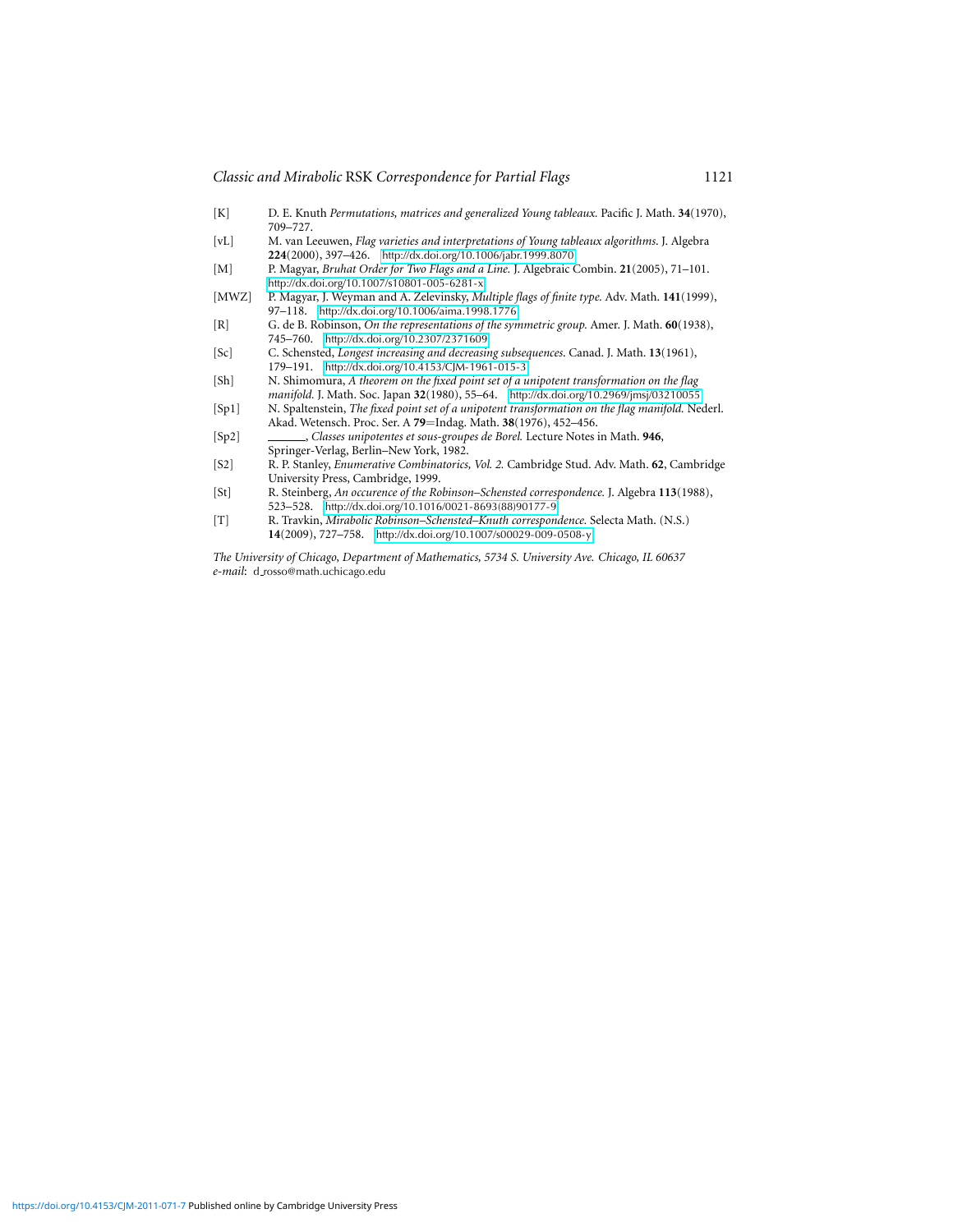[K] D. E. Knuth *Permutations, matrices and generalized Young tableaux.* Pacific J. Math. **34**(1970), 709–727.

[vL] M. van Leeuwen, *Flag varieties and interpretations of Young tableaux algorithms*. J. Algebra **224**(2000), 397–426. http://dx.doi.org/10.1006/jabr.1999.8070

[M] P. Magyar, *Bruhat Order for Two Flags and a Line.* J. Algebraic Combin. **21**(2005), 71–101. http://dx.doi.org/10.1007/s10801-005-6281-x

[MWZ] P. Magyar, J. Weyman and A. Zelevinsky, *Multiple flags of finite type.* Adv. Math. **141**(1999), 97–118. http://dx.doi.org/10.1006/aima.1998.1776

[R] G. de B. Robinson, *On the representations of the symmetric group.* Amer. J. Math. **60**(1938), 745–760. http://dx.doi.org/10.2307/2371609

[Sc] C. Schensted, *Longest increasing and decreasing subsequences*. Canad. J. Math. **13**(1961), 179–191. http://dx.doi.org/10.4153/CJM-1961-015-3

[Sh] N. Shimomura, *A theorem on the fixed point set of a unipotent transformation on the flag manifold.* J. Math. Soc. Japan **32**(1980), 55–64. http://dx.doi.org/10.2969/jmsj/03210055

[Sp1] N. Spaltenstein, *The fixed point set of a unipotent transformation on the flag manifold.* Nederl. Akad. Wetensch. Proc. Ser. A **79**=Indag. Math. **38**(1976), 452–456.

[Sp2] ______, *Classes unipotentes et sous-groupes de Borel.* Lecture Notes in Math. **946**, Springer-Verlag, Berlin–New York, 1982.

[S2] R. P. Stanley, *Enumerative Combinatorics, Vol. 2.* Cambridge Stud. Adv. Math. **62**, Cambridge University Press, Cambridge, 1999.

[St] R. Steinberg, *An occurence of the Robinson–Schensted correspondence.* J. Algebra **113**(1988), 523–528. http://dx.doi.org/10.1016/0021-8693(88)90177-9

[T] R. Travkin, *Mirabolic Robinson–Schensted–Knuth correspondence.* Selecta Math. (N.S.) **14**(2009), 727–758. http://dx.doi.org/10.1007/s00029-009-0508-y

*The University of Chicago, Department of Mathematics, 5734 S. University Ave. Chicago, IL 60637*
*e-mail*: d_rosso@math.uchicago.edu